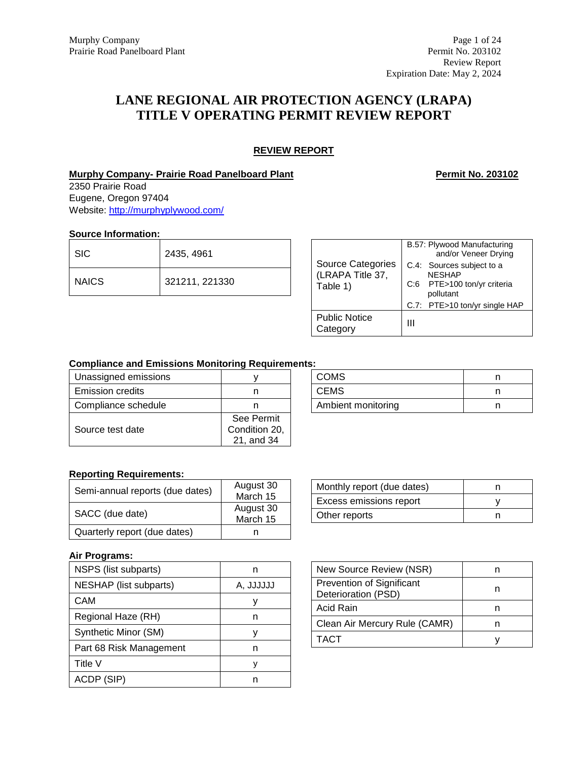# LANE REGIONAL AIR PROTECTION AGENCY (LRAPA) TITLE V OPERATING PERMIT REVIEW REPORT

## REVIEW REPORT

**Murphy Company- Prairie Road Panelboard Plant** **Permit No. 203102**

2350 Prairie Road
Eugene, Oregon 97404
Website: http://murphyplywood.com/

**Source Information:**

| | |
|---|---|
| SIC | 2435, 4961 |
| NAICS | 321211, 221330 |

| | |
|---|---|
| Source Categories (LRAPA Title 37, Table 1) | B.57: Plywood Manufacturing and/or Veneer Drying<br>C.4: Sources subject to a NESHAP<br>C:6 PTE>100 ton/yr criteria pollutant<br>C.7: PTE>10 ton/yr single HAP |
| Public Notice Category | III |

**Compliance and Emissions Monitoring Requirements:**

| | |
|---|---|
| Unassigned emissions | y |
| Emission credits | n |
| Compliance schedule | n |
| Source test date | See Permit Condition 20, 21, and 34 |

| | |
|---|---|
| COMS | n |
| CEMS | n |
| Ambient monitoring | n |

**Reporting Requirements:**

| | |
|---|---|
| Semi-annual reports (due dates) | August 30<br>March 15 |
| SACC (due date) | August 30<br>March 15 |
| Quarterly report (due dates) | n |

| | |
|---|---|
| Monthly report (due dates) | n |
| Excess emissions report | y |
| Other reports | n |

**Air Programs:**

| | |
|---|---|
| NSPS (list subparts) | n |
| NESHAP (list subparts) | A, JJJJJJ |
| CAM | y |
| Regional Haze (RH) | n |
| Synthetic Minor (SM) | y |
| Part 68 Risk Management | n |
| Title V | y |
| ACDP (SIP) | n |

| | |
|---|---|
| New Source Review (NSR) | n |
| Prevention of Significant Deterioration (PSD) | n |
| Acid Rain | n |
| Clean Air Mercury Rule (CAMR) | n |
| TACT | y |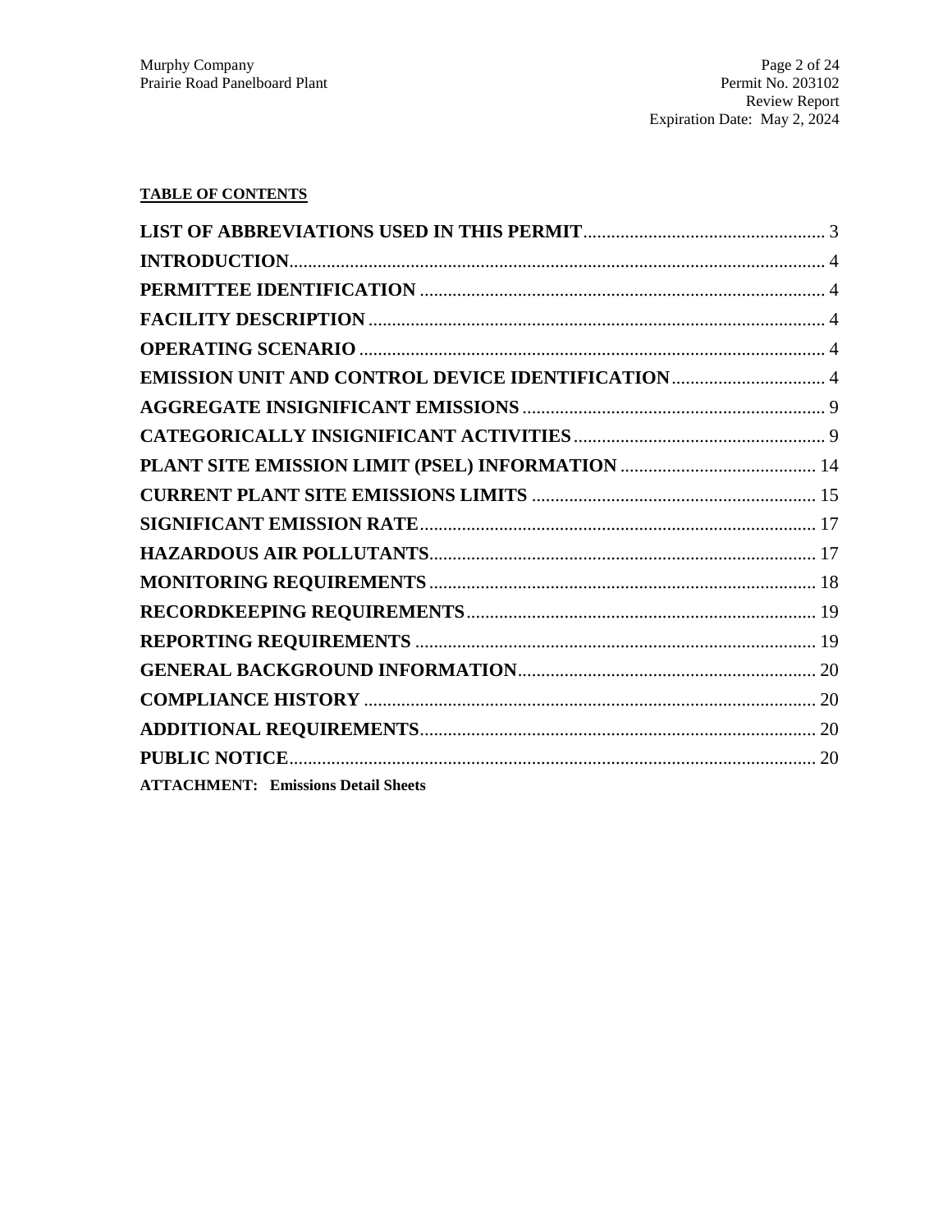**TABLE OF CONTENTS**

**LIST OF ABBREVIATIONS USED IN THIS PERMIT** .... 3
**INTRODUCTION** .... 4
**PERMITTEE IDENTIFICATION** .... 4
**FACILITY DESCRIPTION** .... 4
**OPERATING SCENARIO** .... 4
**EMISSION UNIT AND CONTROL DEVICE IDENTIFICATION** .... 4
**AGGREGATE INSIGNIFICANT EMISSIONS** .... 9
**CATEGORICALLY INSIGNIFICANT ACTIVITIES** .... 9
**PLANT SITE EMISSION LIMIT (PSEL) INFORMATION** .... 14
**CURRENT PLANT SITE EMISSIONS LIMITS** .... 15
**SIGNIFICANT EMISSION RATE** .... 17
**HAZARDOUS AIR POLLUTANTS** .... 17
**MONITORING REQUIREMENTS** .... 18
**RECORDKEEPING REQUIREMENTS** .... 19
**REPORTING REQUIREMENTS** .... 19
**GENERAL BACKGROUND INFORMATION** .... 20
**COMPLIANCE HISTORY** .... 20
**ADDITIONAL REQUIREMENTS** .... 20
**PUBLIC NOTICE** .... 20

**ATTACHMENT: Emissions Detail Sheets**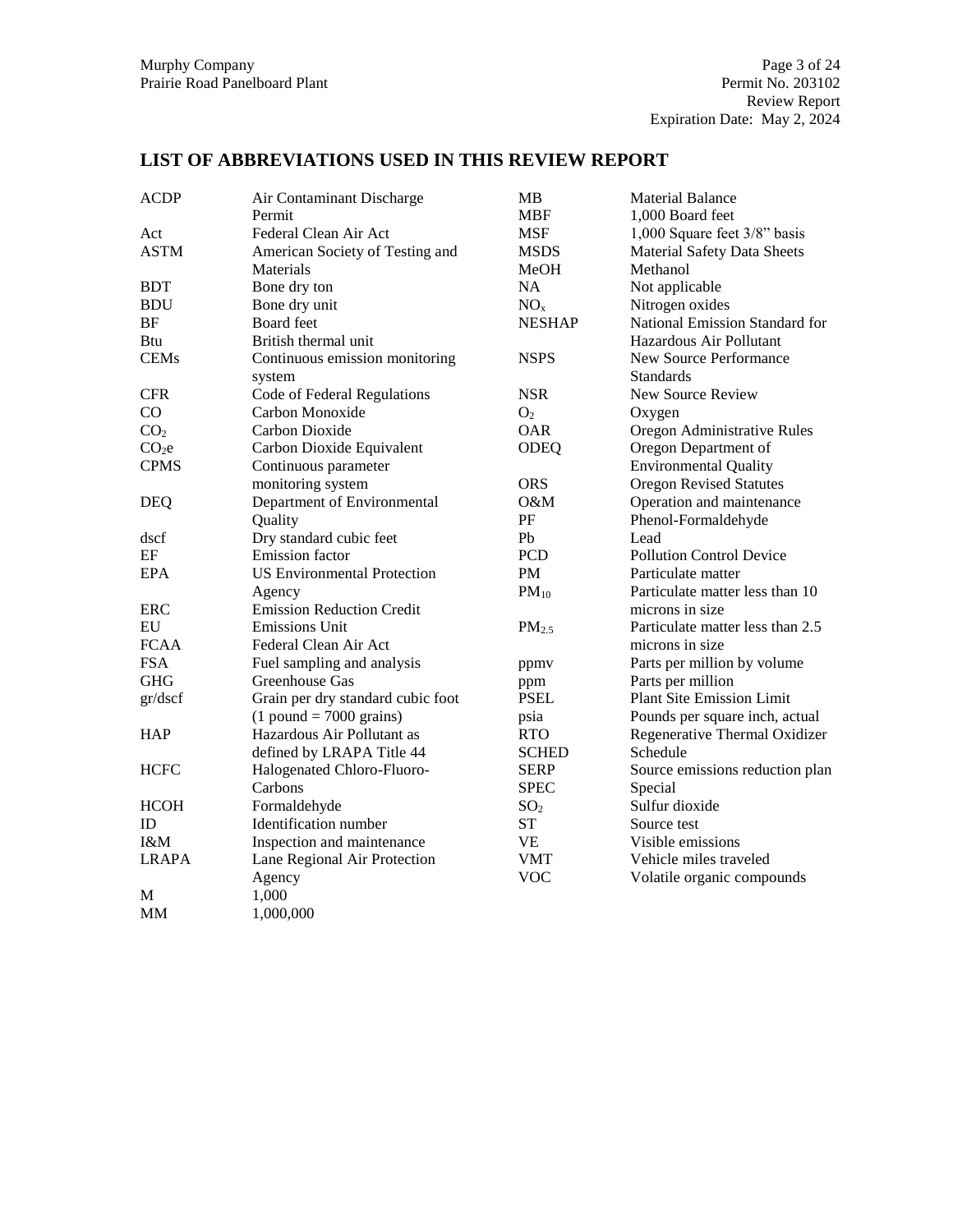## LIST OF ABBREVIATIONS USED IN THIS REVIEW REPORT

| | |
|---|---|
| ACDP | Air Contaminant Discharge Permit |
| Act | Federal Clean Air Act |
| ASTM | American Society of Testing and Materials |
| BDT | Bone dry ton |
| BDU | Bone dry unit |
| BF | Board feet |
| Btu | British thermal unit |
| CEMs | Continuous emission monitoring system |
| CFR | Code of Federal Regulations |
| CO | Carbon Monoxide |
| $CO_2$ | Carbon Dioxide |
| $CO_2e$ | Carbon Dioxide Equivalent |
| CPMS | Continuous parameter monitoring system |
| DEQ | Department of Environmental Quality |
| dscf | Dry standard cubic feet |
| EF | Emission factor |
| EPA | US Environmental Protection Agency |
| ERC | Emission Reduction Credit |
| EU | Emissions Unit |
| FCAA | Federal Clean Air Act |
| FSA | Fuel sampling and analysis |
| GHG | Greenhouse Gas |
| gr/dscf | Grain per dry standard cubic foot (1 pound = 7000 grains) |
| HAP | Hazardous Air Pollutant as defined by LRAPA Title 44 |
| HCFC | Halogenated Chloro-Fluoro-Carbons |
| HCOH | Formaldehyde |
| ID | Identification number |
| I&M | Inspection and maintenance |
| LRAPA | Lane Regional Air Protection Agency |
| M | 1,000 |
| MM | 1,000,000 |
| MB | Material Balance |
| MBF | 1,000 Board feet |
| MSF | 1,000 Square feet 3/8" basis |
| MSDS | Material Safety Data Sheets |
| MeOH | Methanol |
| NA | Not applicable |
| $NO_x$ | Nitrogen oxides |
| NESHAP | National Emission Standard for Hazardous Air Pollutant |
| NSPS | New Source Performance Standards |
| NSR | New Source Review |
| $O_2$ | Oxygen |
| OAR | Oregon Administrative Rules |
| ODEQ | Oregon Department of Environmental Quality |
| ORS | Oregon Revised Statutes |
| O&M | Operation and maintenance |
| PF | Phenol-Formaldehyde |
| Pb | Lead |
| PCD | Pollution Control Device |
| PM | Particulate matter |
| $PM_{10}$ | Particulate matter less than 10 microns in size |
| $PM_{2.5}$ | Particulate matter less than 2.5 microns in size |
| ppmv | Parts per million by volume |
| ppm | Parts per million |
| PSEL | Plant Site Emission Limit |
| psia | Pounds per square inch, actual |
| RTO | Regenerative Thermal Oxidizer |
| SCHED | Schedule |
| SERP | Source emissions reduction plan |
| SPEC | Special |
| $SO_2$ | Sulfur dioxide |
| ST | Source test |
| VE | Visible emissions |
| VMT | Vehicle miles traveled |
| VOC | Volatile organic compounds |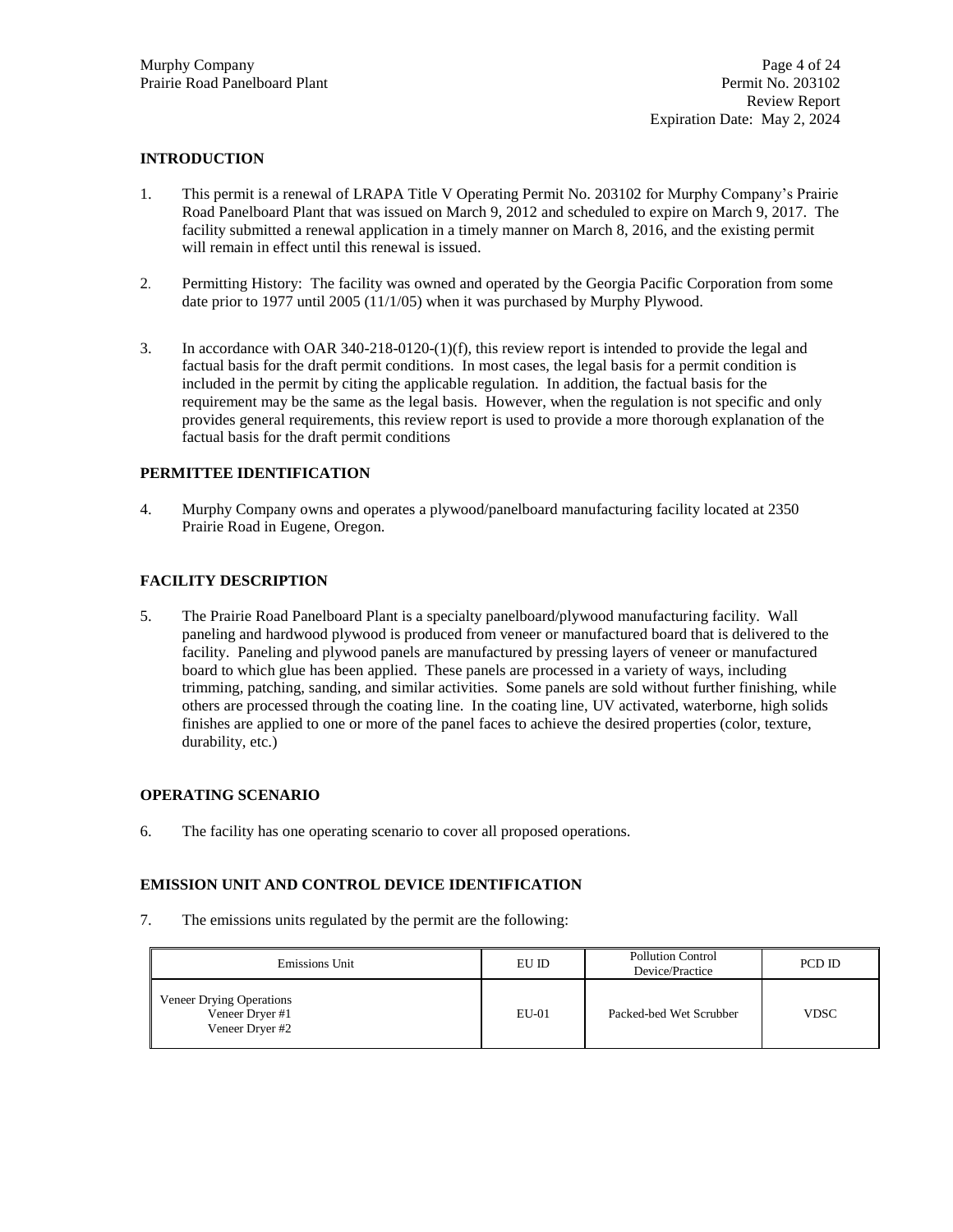## INTRODUCTION

1. This permit is a renewal of LRAPA Title V Operating Permit No. 203102 for Murphy Company's Prairie Road Panelboard Plant that was issued on March 9, 2012 and scheduled to expire on March 9, 2017. The facility submitted a renewal application in a timely manner on March 8, 2016, and the existing permit will remain in effect until this renewal is issued.

2. Permitting History: The facility was owned and operated by the Georgia Pacific Corporation from some date prior to 1977 until 2005 (11/1/05) when it was purchased by Murphy Plywood.

3. In accordance with OAR 340-218-0120-(1)(f), this review report is intended to provide the legal and factual basis for the draft permit conditions. In most cases, the legal basis for a permit condition is included in the permit by citing the applicable regulation. In addition, the factual basis for the requirement may be the same as the legal basis. However, when the regulation is not specific and only provides general requirements, this review report is used to provide a more thorough explanation of the factual basis for the draft permit conditions

## PERMITTEE IDENTIFICATION

4. Murphy Company owns and operates a plywood/panelboard manufacturing facility located at 2350 Prairie Road in Eugene, Oregon.

## FACILITY DESCRIPTION

5. The Prairie Road Panelboard Plant is a specialty panelboard/plywood manufacturing facility. Wall paneling and hardwood plywood is produced from veneer or manufactured board that is delivered to the facility. Paneling and plywood panels are manufactured by pressing layers of veneer or manufactured board to which glue has been applied. These panels are processed in a variety of ways, including trimming, patching, sanding, and similar activities. Some panels are sold without further finishing, while others are processed through the coating line. In the coating line, UV activated, waterborne, high solids finishes are applied to one or more of the panel faces to achieve the desired properties (color, texture, durability, etc.)

## OPERATING SCENARIO

6. The facility has one operating scenario to cover all proposed operations.

## EMISSION UNIT AND CONTROL DEVICE IDENTIFICATION

7. The emissions units regulated by the permit are the following:

| Emissions Unit | EU ID | Pollution Control Device/Practice | PCD ID |
|---|---|---|---|
| Veneer Drying Operations<br>Veneer Dryer #1<br>Veneer Dryer #2 | EU-01 | Packed-bed Wet Scrubber | VDSC |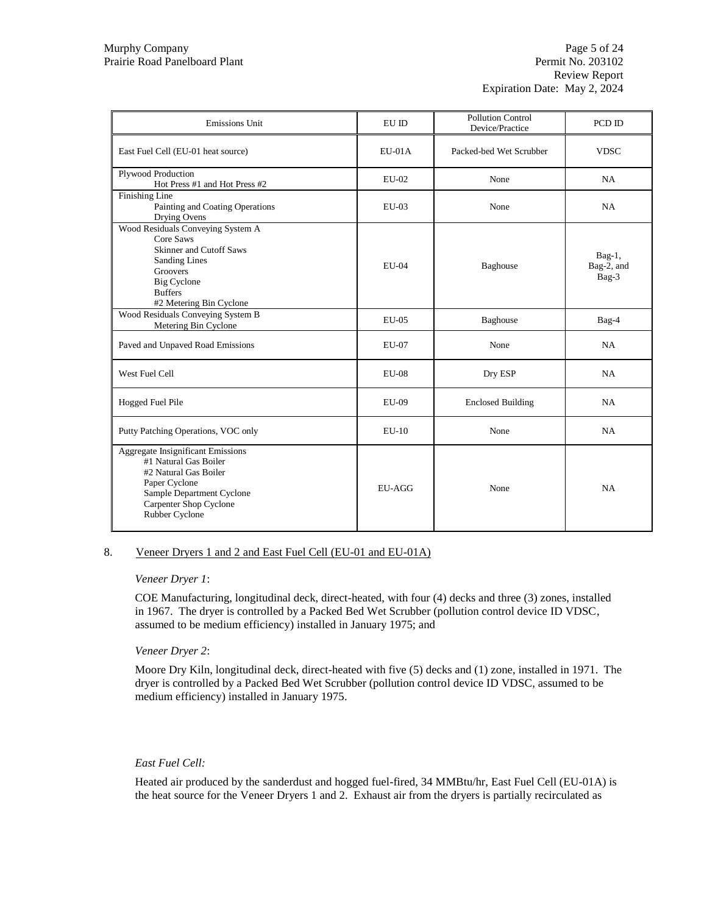| Emissions Unit | EU ID | Pollution Control Device/Practice | PCD ID |
|---|---|---|---|
| East Fuel Cell (EU-01 heat source) | EU-01A | Packed-bed Wet Scrubber | VDSC |
| Plywood Production<br>Hot Press #1 and Hot Press #2 | EU-02 | None | NA |
| Finishing Line<br>Painting and Coating Operations<br>Drying Ovens | EU-03 | None | NA |
| Wood Residuals Conveying System A<br>Core Saws<br>Skinner and Cutoff Saws<br>Sanding Lines<br>Groovers<br>Big Cyclone<br>Buffers<br>#2 Metering Bin Cyclone | EU-04 | Baghouse | Bag-1, Bag-2, and Bag-3 |
| Wood Residuals Conveying System B<br>Metering Bin Cyclone | EU-05 | Baghouse | Bag-4 |
| Paved and Unpaved Road Emissions | EU-07 | None | NA |
| West Fuel Cell | EU-08 | Dry ESP | NA |
| Hogged Fuel Pile | EU-09 | Enclosed Building | NA |
| Putty Patching Operations, VOC only | EU-10 | None | NA |
| Aggregate Insignificant Emissions<br>#1 Natural Gas Boiler<br>#2 Natural Gas Boiler<br>Paper Cyclone<br>Sample Department Cyclone<br>Carpenter Shop Cyclone<br>Rubber Cyclone | EU-AGG | None | NA |

8. Veneer Dryers 1 and 2 and East Fuel Cell (EU-01 and EU-01A)

*Veneer Dryer 1*:

COE Manufacturing, longitudinal deck, direct-heated, with four (4) decks and three (3) zones, installed in 1967. The dryer is controlled by a Packed Bed Wet Scrubber (pollution control device ID VDSC, assumed to be medium efficiency) installed in January 1975; and

*Veneer Dryer 2*:

Moore Dry Kiln, longitudinal deck, direct-heated with five (5) decks and (1) zone, installed in 1971. The dryer is controlled by a Packed Bed Wet Scrubber (pollution control device ID VDSC, assumed to be medium efficiency) installed in January 1975.

*East Fuel Cell:*

Heated air produced by the sanderdust and hogged fuel-fired, 34 MMBtu/hr, East Fuel Cell (EU-01A) is the heat source for the Veneer Dryers 1 and 2. Exhaust air from the dryers is partially recirculated as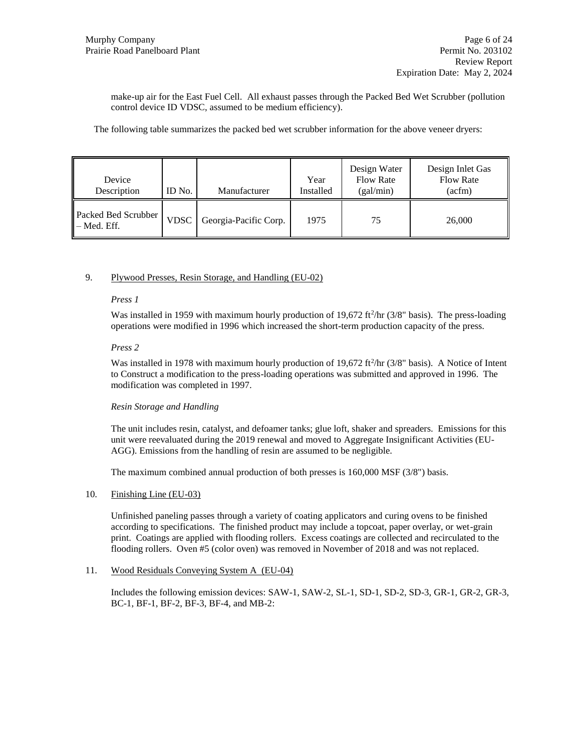make-up air for the East Fuel Cell. All exhaust passes through the Packed Bed Wet Scrubber (pollution control device ID VDSC, assumed to be medium efficiency).

The following table summarizes the packed bed wet scrubber information for the above veneer dryers:

| Device Description | ID No. | Manufacturer | Year Installed | Design Water Flow Rate (gal/min) | Design Inlet Gas Flow Rate (acfm) |
|---|---|---|---|---|---|
| Packed Bed Scrubber – Med. Eff. | VDSC | Georgia-Pacific Corp. | 1975 | 75 | 26,000 |

9. Plywood Presses, Resin Storage, and Handling (EU-02)

   *Press 1*

   Was installed in 1959 with maximum hourly production of 19,672 $ft^2$/hr (3/8" basis). The press-loading operations were modified in 1996 which increased the short-term production capacity of the press.

   *Press 2*

   Was installed in 1978 with maximum hourly production of 19,672 $ft^2$/hr (3/8" basis). A Notice of Intent to Construct a modification to the press-loading operations was submitted and approved in 1996. The modification was completed in 1997.

   *Resin Storage and Handling*

   The unit includes resin, catalyst, and defoamer tanks; glue loft, shaker and spreaders. Emissions for this unit were reevaluated during the 2019 renewal and moved to Aggregate Insignificant Activities (EU-AGG). Emissions from the handling of resin are assumed to be negligible.

   The maximum combined annual production of both presses is 160,000 MSF (3/8") basis.

10. Finishing Line (EU-03)

    Unfinished paneling passes through a variety of coating applicators and curing ovens to be finished according to specifications. The finished product may include a topcoat, paper overlay, or wet-grain print. Coatings are applied with flooding rollers. Excess coatings are collected and recirculated to the flooding rollers. Oven #5 (color oven) was removed in November of 2018 and was not replaced.

11. Wood Residuals Conveying System A (EU-04)

    Includes the following emission devices: SAW-1, SAW-2, SL-1, SD-1, SD-2, SD-3, GR-1, GR-2, GR-3, BC-1, BF-1, BF-2, BF-3, BF-4, and MB-2: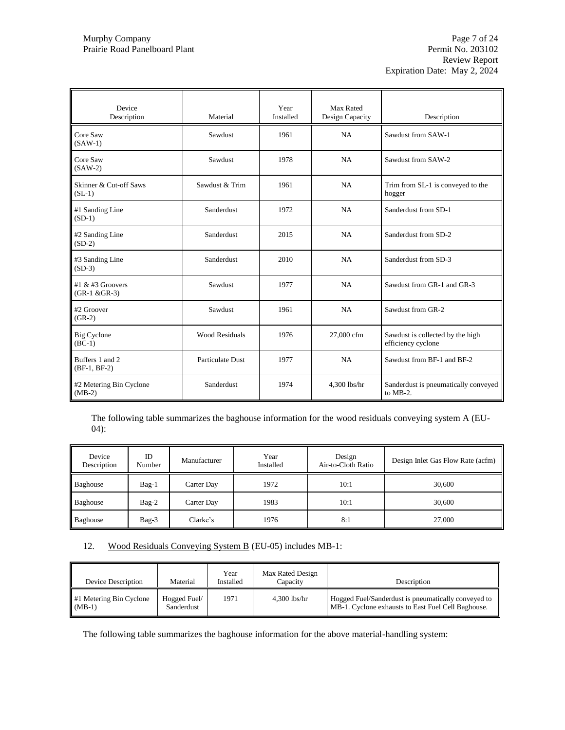| Device Description | Material | Year Installed | Max Rated Design Capacity | Description |
|---|---|---|---|---|
| Core Saw (SAW-1) | Sawdust | 1961 | NA | Sawdust from SAW-1 |
| Core Saw (SAW-2) | Sawdust | 1978 | NA | Sawdust from SAW-2 |
| Skinner & Cut-off Saws (SL-1) | Sawdust & Trim | 1961 | NA | Trim from SL-1 is conveyed to the hogger |
| #1 Sanding Line (SD-1) | Sanderdust | 1972 | NA | Sanderdust from SD-1 |
| #2 Sanding Line (SD-2) | Sanderdust | 2015 | NA | Sanderdust from SD-2 |
| #3 Sanding Line (SD-3) | Sanderdust | 2010 | NA | Sanderdust from SD-3 |
| #1 & #3 Groovers (GR-1 &GR-3) | Sawdust | 1977 | NA | Sawdust from GR-1 and GR-3 |
| #2 Groover (GR-2) | Sawdust | 1961 | NA | Sawdust from GR-2 |
| Big Cyclone (BC-1) | Wood Residuals | 1976 | 27,000 cfm | Sawdust is collected by the high efficiency cyclone |
| Buffers 1 and 2 (BF-1, BF-2) | Particulate Dust | 1977 | NA | Sawdust from BF-1 and BF-2 |
| #2 Metering Bin Cyclone (MB-2) | Sanderdust | 1974 | 4,300 lbs/hr | Sanderdust is pneumatically conveyed to MB-2. |

The following table summarizes the baghouse information for the wood residuals conveying system A (EU-04):

| Device Description | ID Number | Manufacturer | Year Installed | Design Air-to-Cloth Ratio | Design Inlet Gas Flow Rate (acfm) |
|---|---|---|---|---|---|
| Baghouse | Bag-1 | Carter Day | 1972 | 10:1 | 30,600 |
| Baghouse | Bag-2 | Carter Day | 1983 | 10:1 | 30,600 |
| Baghouse | Bag-3 | Clarke's | 1976 | 8:1 | 27,000 |

12. Wood Residuals Conveying System B (EU-05) includes MB-1:

| Device Description | Material | Year Installed | Max Rated Design Capacity | Description |
|---|---|---|---|---|
| #1 Metering Bin Cyclone (MB-1) | Hogged Fuel/ Sanderdust | 1971 | 4,300 lbs/hr | Hogged Fuel/Sanderdust is pneumatically conveyed to MB-1. Cyclone exhausts to East Fuel Cell Baghouse. |

The following table summarizes the baghouse information for the above material-handling system: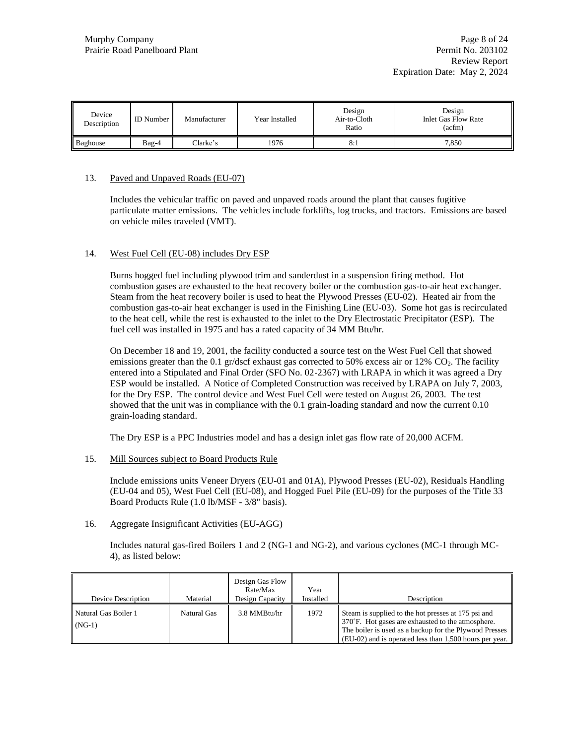| Device Description | ID Number | Manufacturer | Year Installed | Design Air-to-Cloth Ratio | Design Inlet Gas Flow Rate (acfm) |
|---|---|---|---|---|---|
| Baghouse | Bag-4 | Clarke's | 1976 | 8:1 | 7,850 |

13. Paved and Unpaved Roads (EU-07)

    Includes the vehicular traffic on paved and unpaved roads around the plant that causes fugitive particulate matter emissions. The vehicles include forklifts, log trucks, and tractors. Emissions are based on vehicle miles traveled (VMT).

14. West Fuel Cell (EU-08) includes Dry ESP

    Burns hogged fuel including plywood trim and sanderdust in a suspension firing method. Hot combustion gases are exhausted to the heat recovery boiler or the combustion gas-to-air heat exchanger. Steam from the heat recovery boiler is used to heat the Plywood Presses (EU-02). Heated air from the combustion gas-to-air heat exchanger is used in the Finishing Line (EU-03). Some hot gas is recirculated to the heat cell, while the rest is exhausted to the inlet to the Dry Electrostatic Precipitator (ESP). The fuel cell was installed in 1975 and has a rated capacity of 34 MM Btu/hr.

    On December 18 and 19, 2001, the facility conducted a source test on the West Fuel Cell that showed emissions greater than the 0.1 gr/dscf exhaust gas corrected to 50% excess air or 12% $CO_2$. The facility entered into a Stipulated and Final Order (SFO No. 02-2367) with LRAPA in which it was agreed a Dry ESP would be installed. A Notice of Completed Construction was received by LRAPA on July 7, 2003, for the Dry ESP. The control device and West Fuel Cell were tested on August 26, 2003. The test showed that the unit was in compliance with the 0.1 grain-loading standard and now the current 0.10 grain-loading standard.

    The Dry ESP is a PPC Industries model and has a design inlet gas flow rate of 20,000 ACFM.

15. Mill Sources subject to Board Products Rule

    Include emissions units Veneer Dryers (EU-01 and 01A), Plywood Presses (EU-02), Residuals Handling (EU-04 and 05), West Fuel Cell (EU-08), and Hogged Fuel Pile (EU-09) for the purposes of the Title 33 Board Products Rule (1.0 lb/MSF - 3/8" basis).

16. Aggregate Insignificant Activities (EU-AGG)

    Includes natural gas-fired Boilers 1 and 2 (NG-1 and NG-2), and various cyclones (MC-1 through MC-4), as listed below:

| Device Description | Material | Design Gas Flow Rate/Max Design Capacity | Year Installed | Description |
|---|---|---|---|---|
| Natural Gas Boiler 1 (NG-1) | Natural Gas | 3.8 MMBtu/hr | 1972 | Steam is supplied to the hot presses at 175 psi and 370˚F. Hot gases are exhausted to the atmosphere. The boiler is used as a backup for the Plywood Presses (EU-02) and is operated less than 1,500 hours per year. |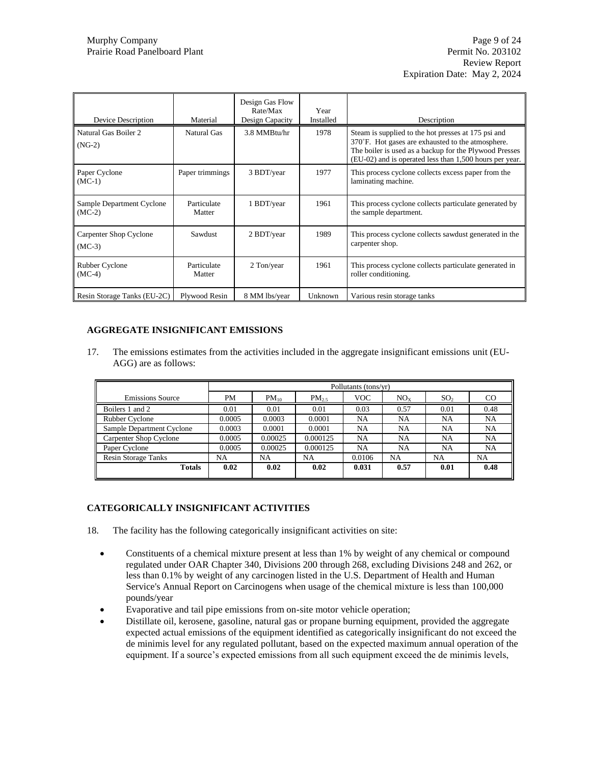| Device Description | Material | Design Gas Flow Rate/Max Design Capacity | Year Installed | Description |
|---|---|---|---|---|
| Natural Gas Boiler 2 (NG-2) | Natural Gas | 3.8 MMBtu/hr | 1978 | Steam is supplied to the hot presses at 175 psi and 370˚F. Hot gases are exhausted to the atmosphere. The boiler is used as a backup for the Plywood Presses (EU-02) and is operated less than 1,500 hours per year. |
| Paper Cyclone (MC-1) | Paper trimmings | 3 BDT/year | 1977 | This process cyclone collects excess paper from the laminating machine. |
| Sample Department Cyclone (MC-2) | Particulate Matter | 1 BDT/year | 1961 | This process cyclone collects particulate generated by the sample department. |
| Carpenter Shop Cyclone (MC-3) | Sawdust | 2 BDT/year | 1989 | This process cyclone collects sawdust generated in the carpenter shop. |
| Rubber Cyclone (MC-4) | Particulate Matter | 2 Ton/year | 1961 | This process cyclone collects particulate generated in roller conditioning. |
| Resin Storage Tanks (EU-2C) | Plywood Resin | 8 MM lbs/year | Unknown | Various resin storage tanks |

## AGGREGATE INSIGNIFICANT EMISSIONS

17. The emissions estimates from the activities included in the aggregate insignificant emissions unit (EU-AGG) are as follows:

| | Pollutants (tons/yr) | | | | | | |
|---|---|---|---|---|---|---|---|
| Emissions Source | PM | $PM_{10}$ | $PM_{2.5}$ | VOC | $NO_X$ | $SO_2$ | CO |
| Boilers 1 and 2 | 0.01 | 0.01 | 0.01 | 0.03 | 0.57 | 0.01 | 0.48 |
| Rubber Cyclone | 0.0005 | 0.0003 | 0.0001 | NA | NA | NA | NA |
| Sample Department Cyclone | 0.0003 | 0.0001 | 0.0001 | NA | NA | NA | NA |
| Carpenter Shop Cyclone | 0.0005 | 0.00025 | 0.000125 | NA | NA | NA | NA |
| Paper Cyclone | 0.0005 | 0.00025 | 0.000125 | NA | NA | NA | NA |
| Resin Storage Tanks | NA | NA | NA | 0.0106 | NA | NA | NA |
| **Totals** | **0.02** | **0.02** | **0.02** | **0.031** | **0.57** | **0.01** | **0.48** |

## CATEGORICALLY INSIGNIFICANT ACTIVITIES

18. The facility has the following categorically insignificant activities on site:

- Constituents of a chemical mixture present at less than 1% by weight of any chemical or compound regulated under OAR Chapter 340, Divisions 200 through 268, excluding Divisions 248 and 262, or less than 0.1% by weight of any carcinogen listed in the U.S. Department of Health and Human Service's Annual Report on Carcinogens when usage of the chemical mixture is less than 100,000 pounds/year
- Evaporative and tail pipe emissions from on-site motor vehicle operation;
- Distillate oil, kerosene, gasoline, natural gas or propane burning equipment, provided the aggregate expected actual emissions of the equipment identified as categorically insignificant do not exceed the de minimis level for any regulated pollutant, based on the expected maximum annual operation of the equipment. If a source's expected emissions from all such equipment exceed the de minimis levels,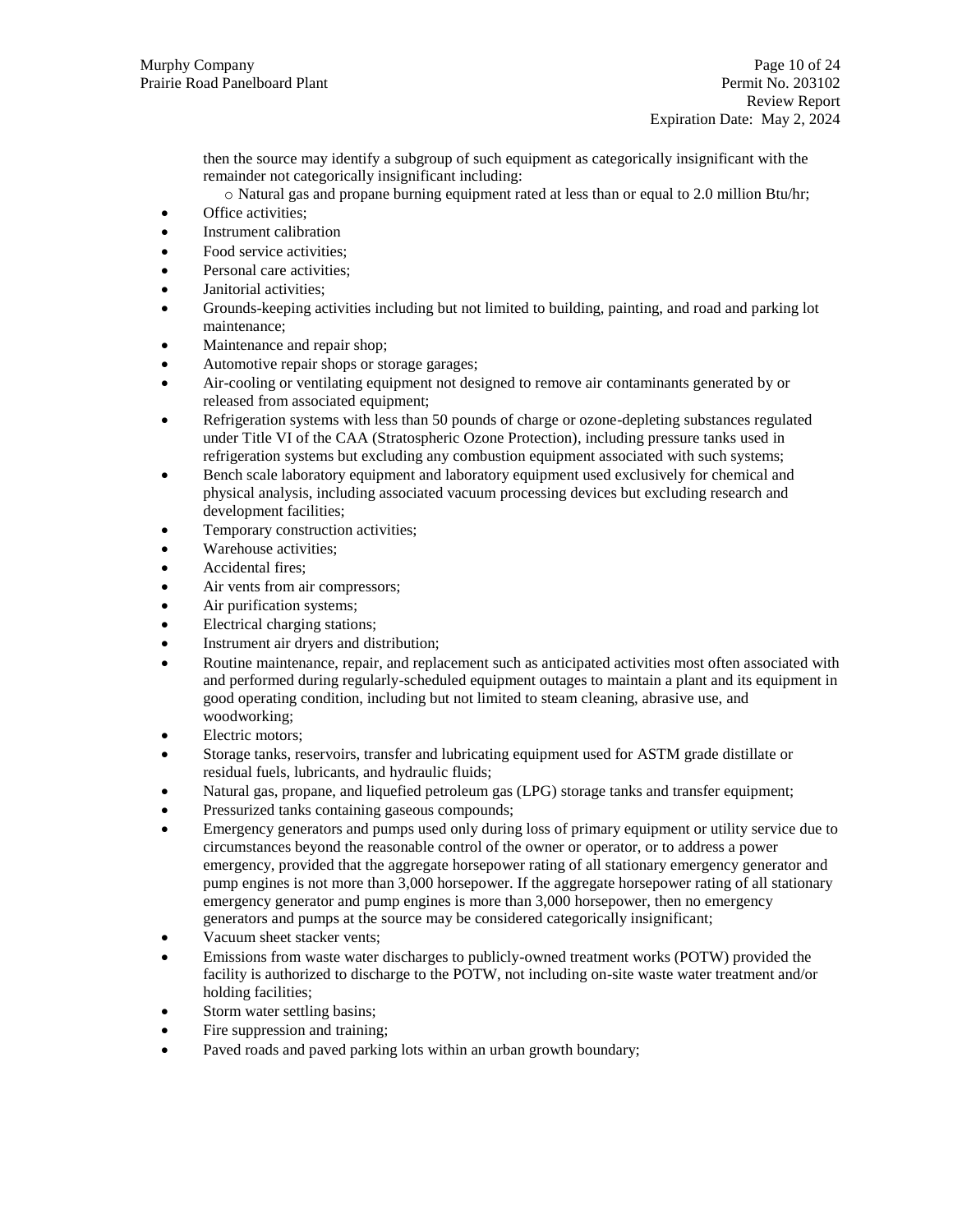then the source may identify a subgroup of such equipment as categorically insignificant with the remainder not categorically insignificant including:
    - Natural gas and propane burning equipment rated at less than or equal to 2.0 million Btu/hr;
- Office activities;
- Instrument calibration
- Food service activities;
- Personal care activities;
- Janitorial activities;
- Grounds-keeping activities including but not limited to building, painting, and road and parking lot maintenance;
- Maintenance and repair shop;
- Automotive repair shops or storage garages;
- Air-cooling or ventilating equipment not designed to remove air contaminants generated by or released from associated equipment;
- Refrigeration systems with less than 50 pounds of charge or ozone-depleting substances regulated under Title VI of the CAA (Stratospheric Ozone Protection), including pressure tanks used in refrigeration systems but excluding any combustion equipment associated with such systems;
- Bench scale laboratory equipment and laboratory equipment used exclusively for chemical and physical analysis, including associated vacuum processing devices but excluding research and development facilities;
- Temporary construction activities;
- Warehouse activities;
- Accidental fires;
- Air vents from air compressors;
- Air purification systems;
- Electrical charging stations;
- Instrument air dryers and distribution;
- Routine maintenance, repair, and replacement such as anticipated activities most often associated with and performed during regularly-scheduled equipment outages to maintain a plant and its equipment in good operating condition, including but not limited to steam cleaning, abrasive use, and woodworking;
- Electric motors;
- Storage tanks, reservoirs, transfer and lubricating equipment used for ASTM grade distillate or residual fuels, lubricants, and hydraulic fluids;
- Natural gas, propane, and liquefied petroleum gas (LPG) storage tanks and transfer equipment;
- Pressurized tanks containing gaseous compounds;
- Emergency generators and pumps used only during loss of primary equipment or utility service due to circumstances beyond the reasonable control of the owner or operator, or to address a power emergency, provided that the aggregate horsepower rating of all stationary emergency generator and pump engines is not more than 3,000 horsepower. If the aggregate horsepower rating of all stationary emergency generator and pump engines is more than 3,000 horsepower, then no emergency generators and pumps at the source may be considered categorically insignificant;
- Vacuum sheet stacker vents;
- Emissions from waste water discharges to publicly-owned treatment works (POTW) provided the facility is authorized to discharge to the POTW, not including on-site waste water treatment and/or holding facilities;
- Storm water settling basins;
- Fire suppression and training;
- Paved roads and paved parking lots within an urban growth boundary;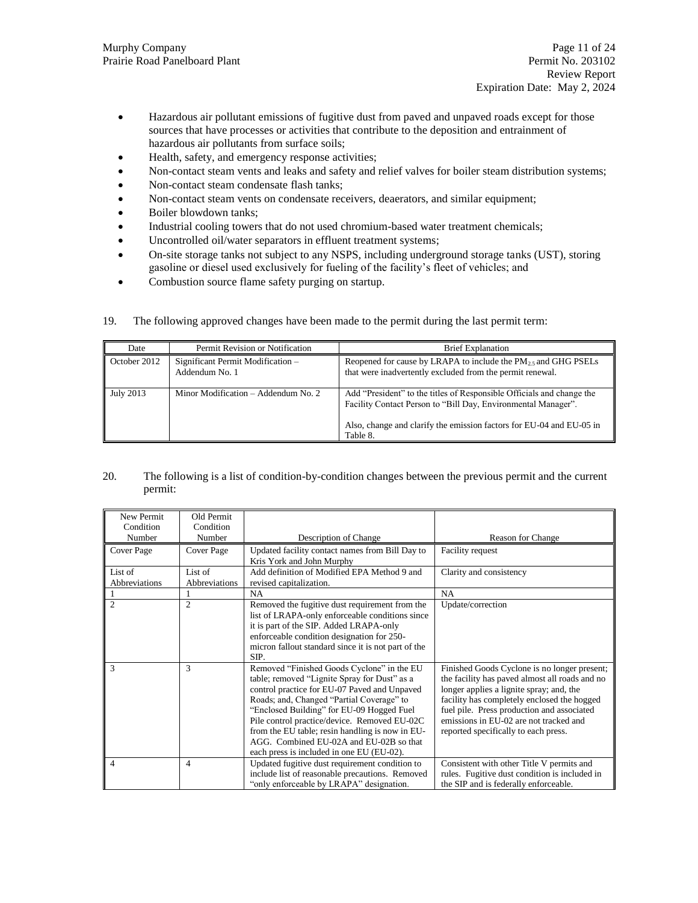- Hazardous air pollutant emissions of fugitive dust from paved and unpaved roads except for those sources that have processes or activities that contribute to the deposition and entrainment of hazardous air pollutants from surface soils;
- Health, safety, and emergency response activities;
- Non-contact steam vents and leaks and safety and relief valves for boiler steam distribution systems;
- Non-contact steam condensate flash tanks;
- Non-contact steam vents on condensate receivers, deaerators, and similar equipment;
- Boiler blowdown tanks;
- Industrial cooling towers that do not used chromium-based water treatment chemicals;
- Uncontrolled oil/water separators in effluent treatment systems;
- On-site storage tanks not subject to any NSPS, including underground storage tanks (UST), storing gasoline or diesel used exclusively for fueling of the facility's fleet of vehicles; and
- Combustion source flame safety purging on startup.

19. The following approved changes have been made to the permit during the last permit term:

| Date | Permit Revision or Notification | Brief Explanation |
|---|---|---|
| October 2012 | Significant Permit Modification – Addendum No. 1 | Reopened for cause by LRAPA to include the $PM_{2.5}$ and GHG PSELs that were inadvertently excluded from the permit renewal. |
| July 2013 | Minor Modification – Addendum No. 2 | Add "President" to the titles of Responsible Officials and change the Facility Contact Person to "Bill Day, Environmental Manager". Also, change and clarify the emission factors for EU-04 and EU-05 in Table 8. |

20. The following is a list of condition-by-condition changes between the previous permit and the current permit:

| New Permit Condition Number | Old Permit Condition Number | Description of Change | Reason for Change |
|---|---|---|---|
| Cover Page | Cover Page | Updated facility contact names from Bill Day to Kris York and John Murphy | Facility request |
| List of Abbreviations | List of Abbreviations | Add definition of Modified EPA Method 9 and revised capitalization. | Clarity and consistency |
| 1 | 1 | NA | NA |
| 2 | 2 | Removed the fugitive dust requirement from the list of LRAPA-only enforceable conditions since it is part of the SIP. Added LRAPA-only enforceable condition designation for 250-micron fallout standard since it is not part of the SIP. | Update/correction |
| 3 | 3 | Removed "Finished Goods Cyclone" in the EU table; removed "Lignite Spray for Dust" as a control practice for EU-07 Paved and Unpaved Roads; and, Changed "Partial Coverage" to "Enclosed Building" for EU-09 Hogged Fuel Pile control practice/device. Removed EU-02C from the EU table; resin handling is now in EU-AGG. Combined EU-02A and EU-02B so that each press is included in one EU (EU-02). | Finished Goods Cyclone is no longer present; the facility has paved almost all roads and no longer applies a lignite spray; and, the facility has completely enclosed the hogged fuel pile. Press production and associated emissions in EU-02 are not tracked and reported specifically to each press. |
| 4 | 4 | Updated fugitive dust requirement condition to include list of reasonable precautions. Removed "only enforceable by LRAPA" designation. | Consistent with other Title V permits and rules. Fugitive dust condition is included in the SIP and is federally enforceable. |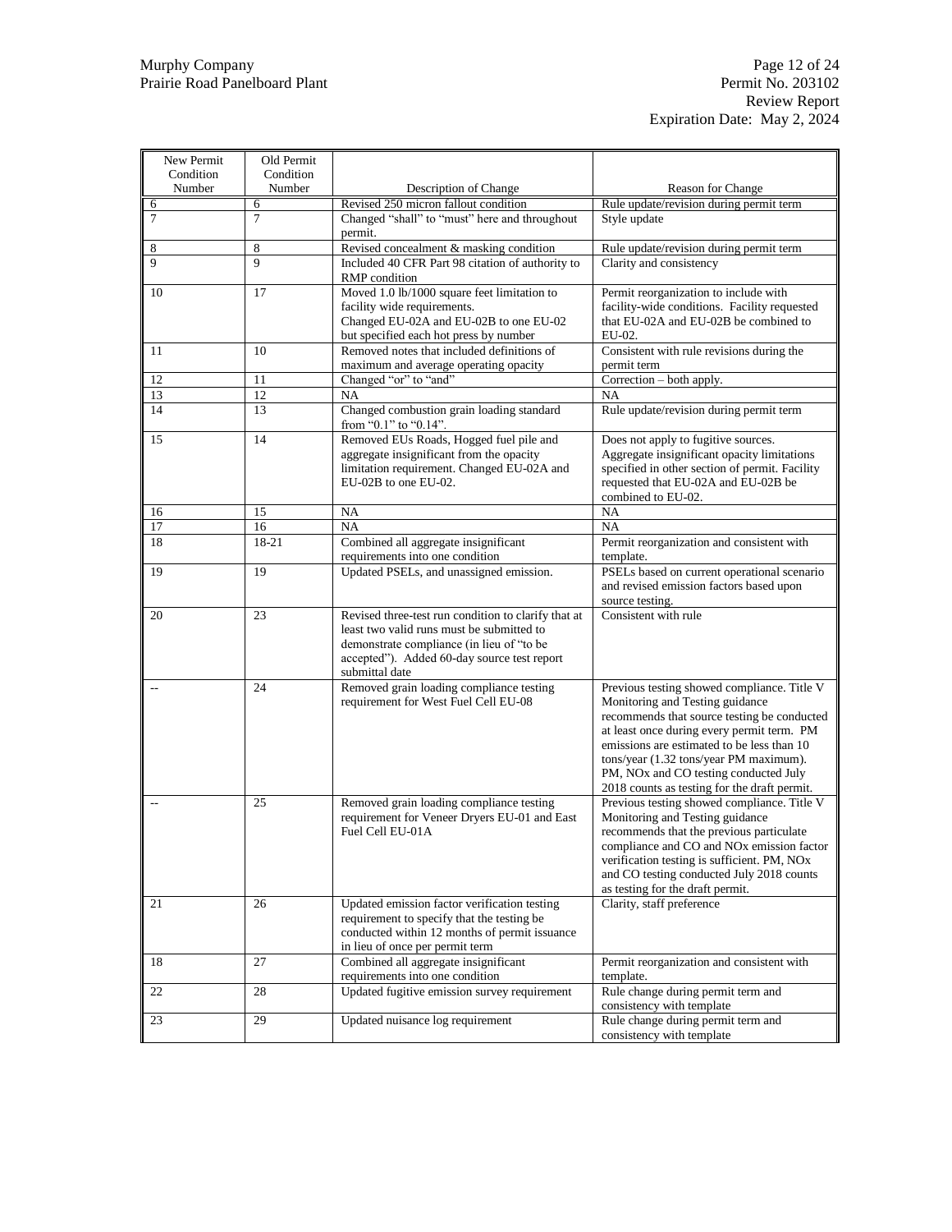| New Permit Condition Number | Old Permit Condition Number | Description of Change | Reason for Change |
|---|---|---|---|
| 6 | 6 | Revised 250 micron fallout condition | Rule update/revision during permit term |
| 7 | 7 | Changed "shall" to "must" here and throughout permit. | Style update |
| 8 | 8 | Revised concealment & masking condition | Rule update/revision during permit term |
| 9 | 9 | Included 40 CFR Part 98 citation of authority to RMP condition | Clarity and consistency |
| 10 | 17 | Moved 1.0 lb/1000 square feet limitation to facility wide requirements. Changed EU-02A and EU-02B to one EU-02 but specified each hot press by number | Permit reorganization to include with facility-wide conditions. Facility requested that EU-02A and EU-02B be combined to EU-02. |
| 11 | 10 | Removed notes that included definitions of maximum and average operating opacity | Consistent with rule revisions during the permit term |
| 12 | 11 | Changed "or" to "and" | Correction – both apply. |
| 13 | 12 | NA | NA |
| 14 | 13 | Changed combustion grain loading standard from "0.1" to "0.14". | Rule update/revision during permit term |
| 15 | 14 | Removed EUs Roads, Hogged fuel pile and aggregate insignificant from the opacity limitation requirement. Changed EU-02A and EU-02B to one EU-02. | Does not apply to fugitive sources. Aggregate insignificant opacity limitations specified in other section of permit. Facility requested that EU-02A and EU-02B be combined to EU-02. |
| 16 | 15 | NA | NA |
| 17 | 16 | NA | NA |
| 18 | 18-21 | Combined all aggregate insignificant requirements into one condition | Permit reorganization and consistent with template. |
| 19 | 19 | Updated PSELs, and unassigned emission. | PSELs based on current operational scenario and revised emission factors based upon source testing. |
| 20 | 23 | Revised three-test run condition to clarify that at least two valid runs must be submitted to demonstrate compliance (in lieu of "to be accepted"). Added 60-day source test report submittal date | Consistent with rule |
| -- | 24 | Removed grain loading compliance testing requirement for West Fuel Cell EU-08 | Previous testing showed compliance. Title V Monitoring and Testing guidance recommends that source testing be conducted at least once during every permit term. PM emissions are estimated to be less than 10 tons/year (1.32 tons/year PM maximum). PM, NOx and CO testing conducted July 2018 counts as testing for the draft permit. |
| -- | 25 | Removed grain loading compliance testing requirement for Veneer Dryers EU-01 and East Fuel Cell EU-01A | Previous testing showed compliance. Title V Monitoring and Testing guidance recommends that the previous particulate compliance and CO and NOx emission factor verification testing is sufficient. PM, NOx and CO testing conducted July 2018 counts as testing for the draft permit. |
| 21 | 26 | Updated emission factor verification testing requirement to specify that the testing be conducted within 12 months of permit issuance in lieu of once per permit term | Clarity, staff preference |
| 18 | 27 | Combined all aggregate insignificant requirements into one condition | Permit reorganization and consistent with template. |
| 22 | 28 | Updated fugitive emission survey requirement | Rule change during permit term and consistency with template |
| 23 | 29 | Updated nuisance log requirement | Rule change during permit term and consistency with template |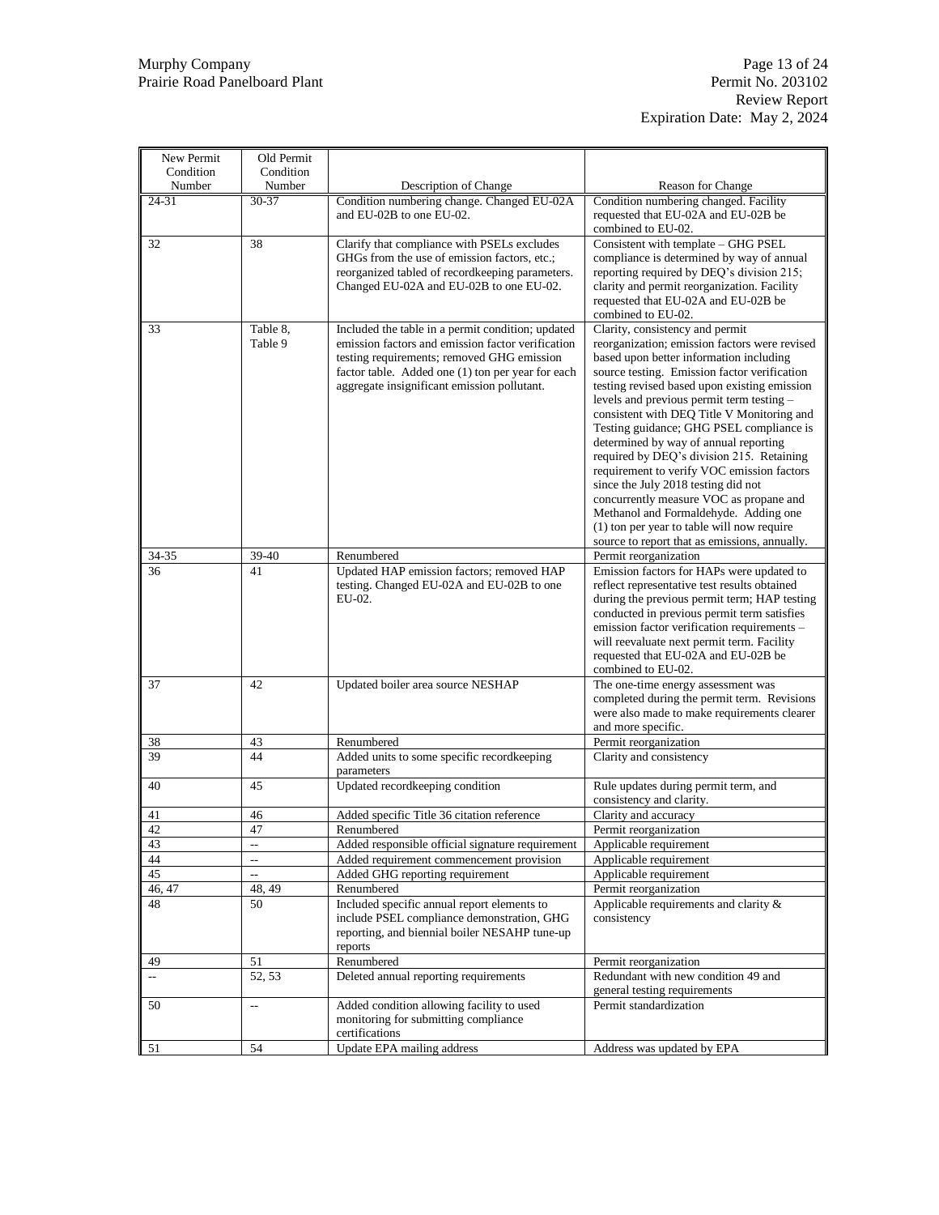| New Permit Condition Number | Old Permit Condition Number | Description of Change | Reason for Change |
|---|---|---|---|
| 24-31 | 30-37 | Condition numbering change. Changed EU-02A and EU-02B to one EU-02. | Condition numbering changed. Facility requested that EU-02A and EU-02B be combined to EU-02. |
| 32 | 38 | Clarify that compliance with PSELs excludes GHGs from the use of emission factors, etc.; reorganized tabled of recordkeeping parameters. Changed EU-02A and EU-02B to one EU-02. | Consistent with template – GHG PSEL compliance is determined by way of annual reporting required by DEQ's division 215; clarity and permit reorganization. Facility requested that EU-02A and EU-02B be combined to EU-02. |
| 33 | Table 8, Table 9 | Included the table in a permit condition; updated emission factors and emission factor verification testing requirements; removed GHG emission factor table. Added one (1) ton per year for each aggregate insignificant emission pollutant. | Clarity, consistency and permit reorganization; emission factors were revised based upon better information including source testing. Emission factor verification testing revised based upon existing emission levels and previous permit term testing – consistent with DEQ Title V Monitoring and Testing guidance; GHG PSEL compliance is determined by way of annual reporting required by DEQ's division 215. Retaining requirement to verify VOC emission factors since the July 2018 testing did not concurrently measure VOC as propane and Methanol and Formaldehyde. Adding one (1) ton per year to table will now require source to report that as emissions, annually. |
| 34-35 | 39-40 | Renumbered | Permit reorganization |
| 36 | 41 | Updated HAP emission factors; removed HAP testing. Changed EU-02A and EU-02B to one EU-02. | Emission factors for HAPs were updated to reflect representative test results obtained during the previous permit term; HAP testing conducted in previous permit term satisfies emission factor verification requirements – will reevaluate next permit term. Facility requested that EU-02A and EU-02B be combined to EU-02. |
| 37 | 42 | Updated boiler area source NESHAP | The one-time energy assessment was completed during the permit term. Revisions were also made to make requirements clearer and more specific. |
| 38 | 43 | Renumbered | Permit reorganization |
| 39 | 44 | Added units to some specific recordkeeping parameters | Clarity and consistency |
| 40 | 45 | Updated recordkeeping condition | Rule updates during permit term, and consistency and clarity. |
| 41 | 46 | Added specific Title 36 citation reference | Clarity and accuracy |
| 42 | 47 | Renumbered | Permit reorganization |
| 43 | -- | Added responsible official signature requirement | Applicable requirement |
| 44 | -- | Added requirement commencement provision | Applicable requirement |
| 45 | -- | Added GHG reporting requirement | Applicable requirement |
| 46, 47 | 48, 49 | Renumbered | Permit reorganization |
| 48 | 50 | Included specific annual report elements to include PSEL compliance demonstration, GHG reporting, and biennial boiler NESAHP tune-up reports | Applicable requirements and clarity & consistency |
| 49 | 51 | Renumbered | Permit reorganization |
| -- | 52, 53 | Deleted annual reporting requirements | Redundant with new condition 49 and general testing requirements |
| 50 | -- | Added condition allowing facility to used monitoring for submitting compliance certifications | Permit standardization |
| 51 | 54 | Update EPA mailing address | Address was updated by EPA |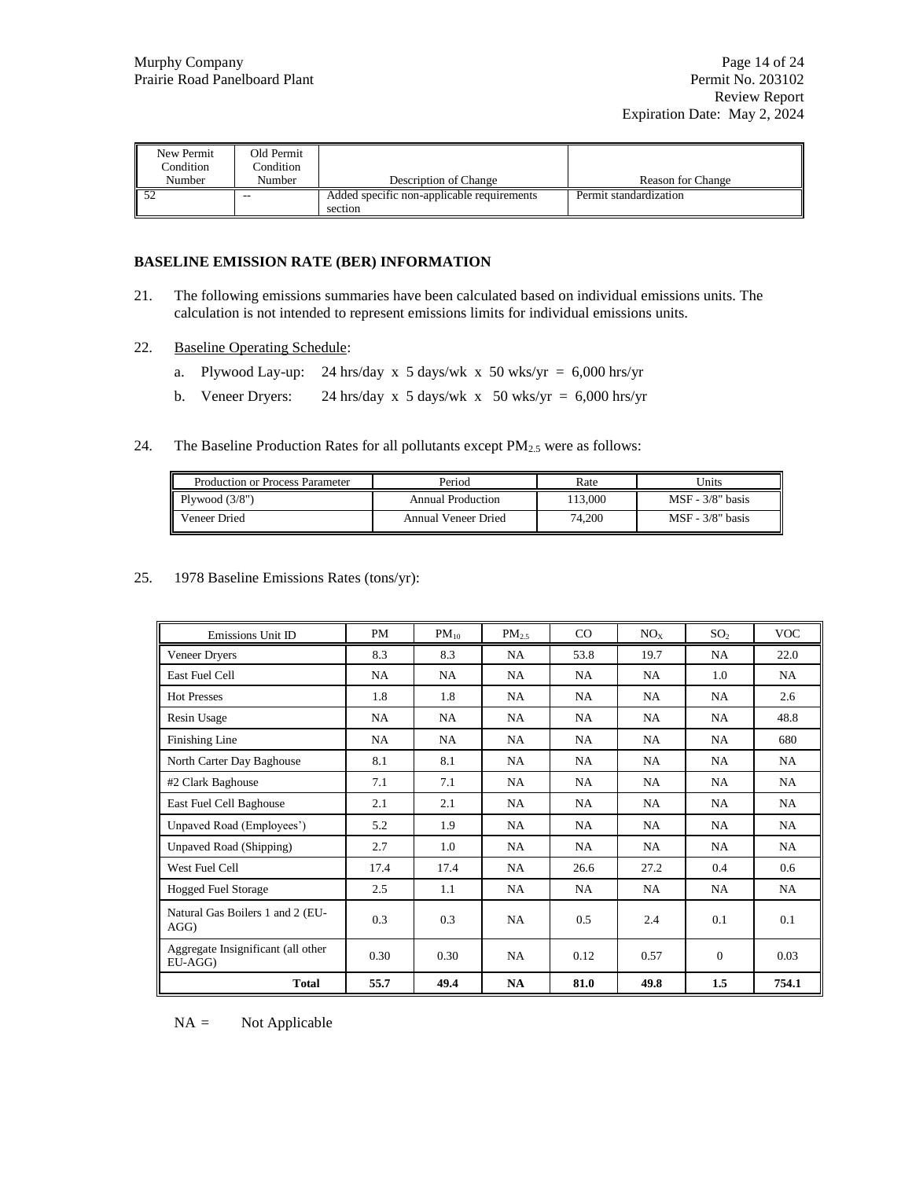| New Permit Condition Number | Old Permit Condition Number | Description of Change | Reason for Change |
|---|---|---|---|
| 52 | -- | Added specific non-applicable requirements section | Permit standardization |

### BASELINE EMISSION RATE (BER) INFORMATION

21. The following emissions summaries have been calculated based on individual emissions units. The calculation is not intended to represent emissions limits for individual emissions units.

22. Baseline Operating Schedule:

    a. Plywood Lay-up: 24 hrs/day x 5 days/wk x 50 wks/yr = 6,000 hrs/yr

    b. Veneer Dryers: 24 hrs/day x 5 days/wk x 50 wks/yr = 6,000 hrs/yr

24. The Baseline Production Rates for all pollutants except $PM_{2.5}$ were as follows:

| Production or Process Parameter | Period | Rate | Units |
|---|---|---|---|
| Plywood (3/8") | Annual Production | 113,000 | MSF - 3/8" basis |
| Veneer Dried | Annual Veneer Dried | 74,200 | MSF - 3/8" basis |

25. 1978 Baseline Emissions Rates (tons/yr):

| Emissions Unit ID | PM | $PM_{10}$ | $PM_{2.5}$ | CO | $NO_X$ | $SO_2$ | VOC |
|---|---|---|---|---|---|---|---|
| Veneer Dryers | 8.3 | 8.3 | NA | 53.8 | 19.7 | NA | 22.0 |
| East Fuel Cell | NA | NA | NA | NA | NA | 1.0 | NA |
| Hot Presses | 1.8 | 1.8 | NA | NA | NA | NA | 2.6 |
| Resin Usage | NA | NA | NA | NA | NA | NA | 48.8 |
| Finishing Line | NA | NA | NA | NA | NA | NA | 680 |
| North Carter Day Baghouse | 8.1 | 8.1 | NA | NA | NA | NA | NA |
| #2 Clark Baghouse | 7.1 | 7.1 | NA | NA | NA | NA | NA |
| East Fuel Cell Baghouse | 2.1 | 2.1 | NA | NA | NA | NA | NA |
| Unpaved Road (Employees') | 5.2 | 1.9 | NA | NA | NA | NA | NA |
| Unpaved Road (Shipping) | 2.7 | 1.0 | NA | NA | NA | NA | NA |
| West Fuel Cell | 17.4 | 17.4 | NA | 26.6 | 27.2 | 0.4 | 0.6 |
| Hogged Fuel Storage | 2.5 | 1.1 | NA | NA | NA | NA | NA |
| Natural Gas Boilers 1 and 2 (EU-AGG) | 0.3 | 0.3 | NA | 0.5 | 2.4 | 0.1 | 0.1 |
| Aggregate Insignificant (all other EU-AGG) | 0.30 | 0.30 | NA | 0.12 | 0.57 | 0 | 0.03 |
| **Total** | **55.7** | **49.4** | **NA** | **81.0** | **49.8** | **1.5** | **754.1** |

NA = Not Applicable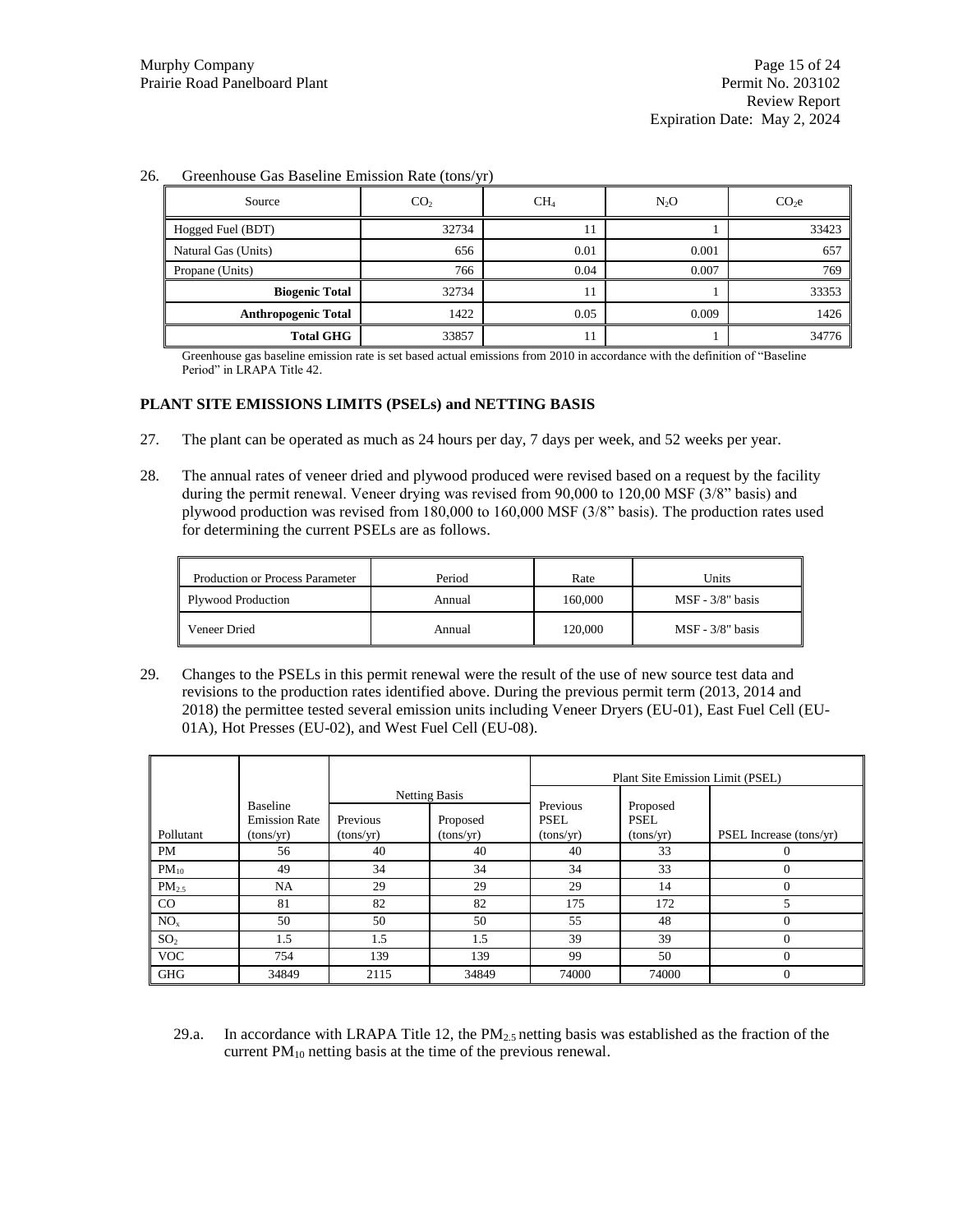26. Greenhouse Gas Baseline Emission Rate (tons/yr)

| Source | $CO_2$ | $CH_4$ | $N_2O$ | $CO_2e$ |
|---|---|---|---|---|
| Hogged Fuel (BDT) | 32734 | 11 | 1 | 33423 |
| Natural Gas (Units) | 656 | 0.01 | 0.001 | 657 |
| Propane (Units) | 766 | 0.04 | 0.007 | 769 |
| **Biogenic Total** | 32734 | 11 | 1 | 33353 |
| **Anthropogenic Total** | 1422 | 0.05 | 0.009 | 1426 |
| **Total GHG** | 33857 | 11 | 1 | 34776 |

Greenhouse gas baseline emission rate is set based actual emissions from 2010 in accordance with the definition of "Baseline Period" in LRAPA Title 42.

**PLANT SITE EMISSIONS LIMITS (PSELs) and NETTING BASIS**

27. The plant can be operated as much as 24 hours per day, 7 days per week, and 52 weeks per year.

28. The annual rates of veneer dried and plywood produced were revised based on a request by the facility during the permit renewal. Veneer drying was revised from 90,000 to 120,00 MSF (3/8" basis) and plywood production was revised from 180,000 to 160,000 MSF (3/8" basis). The production rates used for determining the current PSELs are as follows.

| Production or Process Parameter | Period | Rate | Units |
|---|---|---|---|
| Plywood Production | Annual | 160,000 | MSF - 3/8" basis |
| Veneer Dried | Annual | 120,000 | MSF - 3/8" basis |

29. Changes to the PSELs in this permit renewal were the result of the use of new source test data and revisions to the production rates identified above. During the previous permit term (2013, 2014 and 2018) the permittee tested several emission units including Veneer Dryers (EU-01), East Fuel Cell (EU-01A), Hot Presses (EU-02), and West Fuel Cell (EU-08).

| Pollutant | Baseline Emission Rate (tons/yr) | Netting Basis | | Plant Site Emission Limit (PSEL) | | |
|---|---|---|---|---|---|---|
| | | Previous (tons/yr) | Proposed (tons/yr) | Previous PSEL (tons/yr) | Proposed PSEL (tons/yr) | PSEL Increase (tons/yr) |
| PM | 56 | 40 | 40 | 40 | 33 | 0 |
| $PM_{10}$ | 49 | 34 | 34 | 34 | 33 | 0 |
| $PM_{2.5}$ | NA | 29 | 29 | 29 | 14 | 0 |
| CO | 81 | 82 | 82 | 175 | 172 | 5 |
| $NO_x$ | 50 | 50 | 50 | 55 | 48 | 0 |
| $SO_2$ | 1.5 | 1.5 | 1.5 | 39 | 39 | 0 |
| VOC | 754 | 139 | 139 | 99 | 50 | 0 |
| GHG | 34849 | 2115 | 34849 | 74000 | 74000 | 0 |

29.a. In accordance with LRAPA Title 12, the $PM_{2.5}$ netting basis was established as the fraction of the current $PM_{10}$ netting basis at the time of the previous renewal.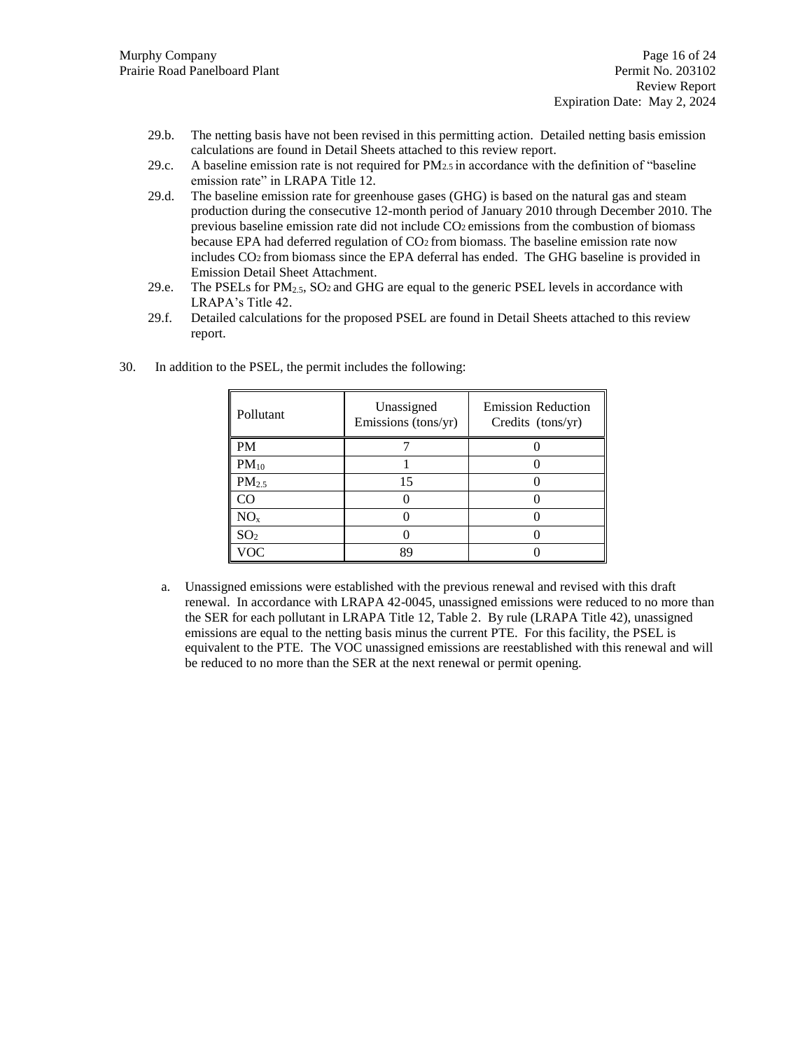29.b. The netting basis have not been revised in this permitting action. Detailed netting basis emission calculations are found in Detail Sheets attached to this review report.

29.c. A baseline emission rate is not required for $PM_{2.5}$ in accordance with the definition of "baseline emission rate" in LRAPA Title 12.

29.d. The baseline emission rate for greenhouse gases (GHG) is based on the natural gas and steam production during the consecutive 12-month period of January 2010 through December 2010. The previous baseline emission rate did not include $CO_2$ emissions from the combustion of biomass because EPA had deferred regulation of $CO_2$ from biomass. The baseline emission rate now includes $CO_2$ from biomass since the EPA deferral has ended. The GHG baseline is provided in Emission Detail Sheet Attachment.

29.e. The PSELs for $PM_{2.5}$, $SO_2$ and GHG are equal to the generic PSEL levels in accordance with LRAPA's Title 42.

29.f. Detailed calculations for the proposed PSEL are found in Detail Sheets attached to this review report.

30. In addition to the PSEL, the permit includes the following:

| Pollutant | Unassigned Emissions (tons/yr) | Emission Reduction Credits (tons/yr) |
| --- | --- | --- |
| PM | 7 | 0 |
| $PM_{10}$ | 1 | 0 |
| $PM_{2.5}$ | 15 | 0 |
| CO | 0 | 0 |
| $NO_x$ | 0 | 0 |
| $SO_2$ | 0 | 0 |
| VOC | 89 | 0 |

a. Unassigned emissions were established with the previous renewal and revised with this draft renewal. In accordance with LRAPA 42-0045, unassigned emissions were reduced to no more than the SER for each pollutant in LRAPA Title 12, Table 2. By rule (LRAPA Title 42), unassigned emissions are equal to the netting basis minus the current PTE. For this facility, the PSEL is equivalent to the PTE. The VOC unassigned emissions are reestablished with this renewal and will be reduced to no more than the SER at the next renewal or permit opening.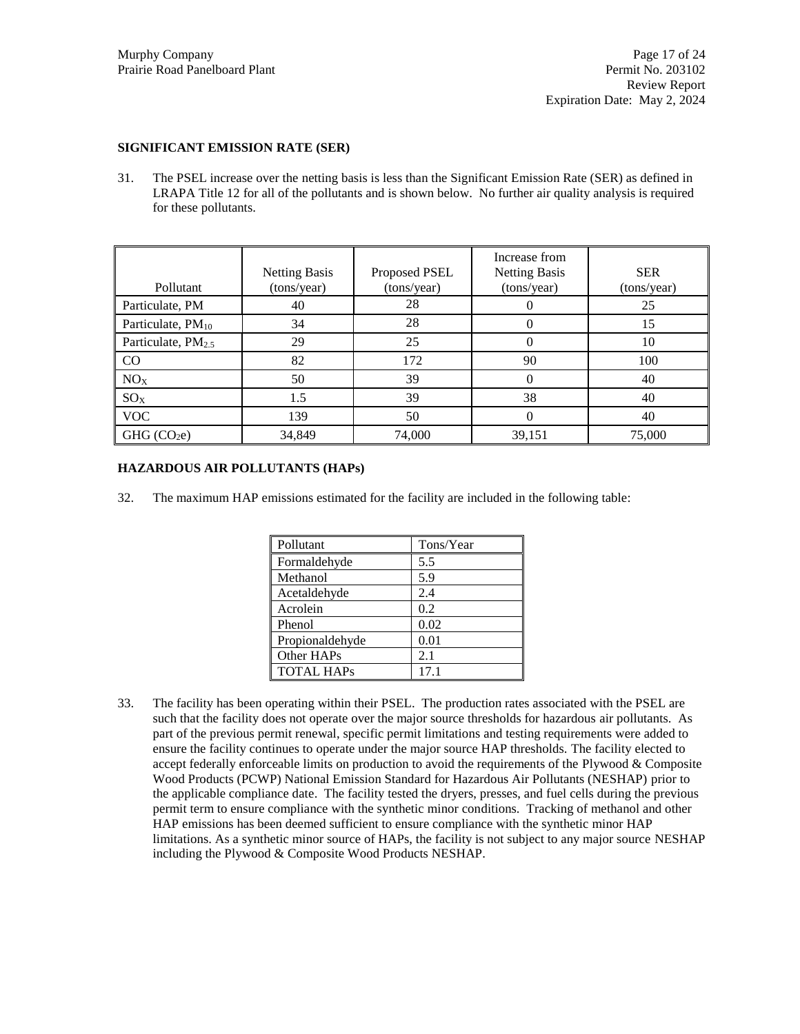**SIGNIFICANT EMISSION RATE (SER)**

31. The PSEL increase over the netting basis is less than the Significant Emission Rate (SER) as defined in LRAPA Title 12 for all of the pollutants and is shown below. No further air quality analysis is required for these pollutants.

| Pollutant | Netting Basis (tons/year) | Proposed PSEL (tons/year) | Increase from Netting Basis (tons/year) | SER (tons/year) |
|---|---|---|---|---|
| Particulate, PM | 40 | 28 | 0 | 25 |
| Particulate, $PM_{10}$ | 34 | 28 | 0 | 15 |
| Particulate, $PM_{2.5}$ | 29 | 25 | 0 | 10 |
| CO | 82 | 172 | 90 | 100 |
| $NO_X$ | 50 | 39 | 0 | 40 |
| $SO_X$ | 1.5 | 39 | 38 | 40 |
| VOC | 139 | 50 | 0 | 40 |
| GHG ($CO_2e$) | 34,849 | 74,000 | 39,151 | 75,000 |

**HAZARDOUS AIR POLLUTANTS (HAPs)**

32. The maximum HAP emissions estimated for the facility are included in the following table:

| Pollutant | Tons/Year |
|---|---|
| Formaldehyde | 5.5 |
| Methanol | 5.9 |
| Acetaldehyde | 2.4 |
| Acrolein | 0.2 |
| Phenol | 0.02 |
| Propionaldehyde | 0.01 |
| Other HAPs | 2.1 |
| TOTAL HAPs | 17.1 |

33. The facility has been operating within their PSEL. The production rates associated with the PSEL are such that the facility does not operate over the major source thresholds for hazardous air pollutants. As part of the previous permit renewal, specific permit limitations and testing requirements were added to ensure the facility continues to operate under the major source HAP thresholds. The facility elected to accept federally enforceable limits on production to avoid the requirements of the Plywood & Composite Wood Products (PCWP) National Emission Standard for Hazardous Air Pollutants (NESHAP) prior to the applicable compliance date. The facility tested the dryers, presses, and fuel cells during the previous permit term to ensure compliance with the synthetic minor conditions. Tracking of methanol and other HAP emissions has been deemed sufficient to ensure compliance with the synthetic minor HAP limitations. As a synthetic minor source of HAPs, the facility is not subject to any major source NESHAP including the Plywood & Composite Wood Products NESHAP.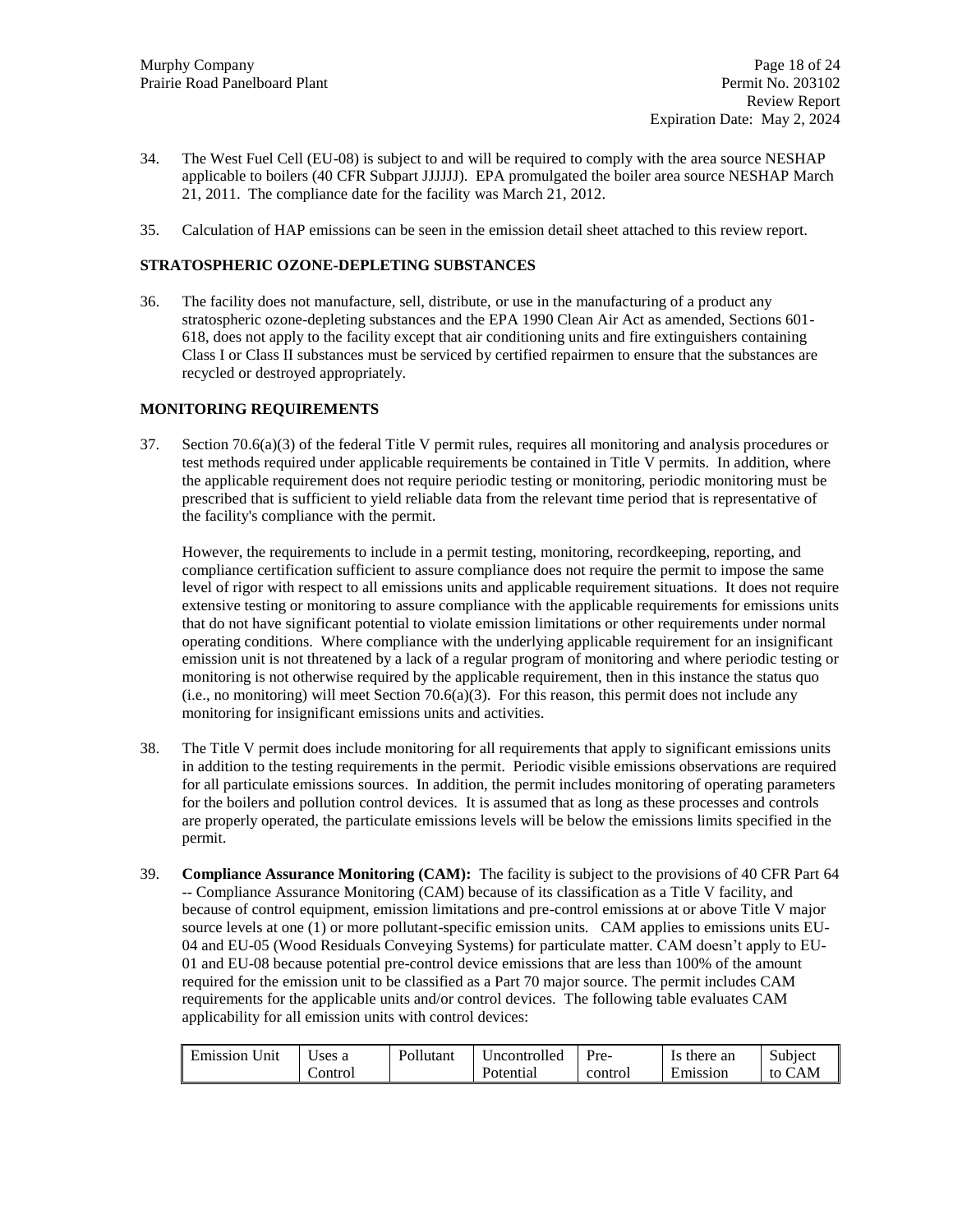34. The West Fuel Cell (EU-08) is subject to and will be required to comply with the area source NESHAP applicable to boilers (40 CFR Subpart JJJJJJ). EPA promulgated the boiler area source NESHAP March 21, 2011. The compliance date for the facility was March 21, 2012.

35. Calculation of HAP emissions can be seen in the emission detail sheet attached to this review report.

**STRATOSPHERIC OZONE-DEPLETING SUBSTANCES**

36. The facility does not manufacture, sell, distribute, or use in the manufacturing of a product any stratospheric ozone-depleting substances and the EPA 1990 Clean Air Act as amended, Sections 601-618, does not apply to the facility except that air conditioning units and fire extinguishers containing Class I or Class II substances must be serviced by certified repairmen to ensure that the substances are recycled or destroyed appropriately.

**MONITORING REQUIREMENTS**

37. Section 70.6(a)(3) of the federal Title V permit rules, requires all monitoring and analysis procedures or test methods required under applicable requirements be contained in Title V permits. In addition, where the applicable requirement does not require periodic testing or monitoring, periodic monitoring must be prescribed that is sufficient to yield reliable data from the relevant time period that is representative of the facility's compliance with the permit.

    However, the requirements to include in a permit testing, monitoring, recordkeeping, reporting, and compliance certification sufficient to assure compliance does not require the permit to impose the same level of rigor with respect to all emissions units and applicable requirement situations. It does not require extensive testing or monitoring to assure compliance with the applicable requirements for emissions units that do not have significant potential to violate emission limitations or other requirements under normal operating conditions. Where compliance with the underlying applicable requirement for an insignificant emission unit is not threatened by a lack of a regular program of monitoring and where periodic testing or monitoring is not otherwise required by the applicable requirement, then in this instance the status quo (i.e., no monitoring) will meet Section 70.6(a)(3). For this reason, this permit does not include any monitoring for insignificant emissions units and activities.

38. The Title V permit does include monitoring for all requirements that apply to significant emissions units in addition to the testing requirements in the permit. Periodic visible emissions observations are required for all particulate emissions sources. In addition, the permit includes monitoring of operating parameters for the boilers and pollution control devices. It is assumed that as long as these processes and controls are properly operated, the particulate emissions levels will be below the emissions limits specified in the permit.

39. **Compliance Assurance Monitoring (CAM):** The facility is subject to the provisions of 40 CFR Part 64 -- Compliance Assurance Monitoring (CAM) because of its classification as a Title V facility, and because of control equipment, emission limitations and pre-control emissions at or above Title V major source levels at one (1) or more pollutant-specific emission units. CAM applies to emissions units EU-04 and EU-05 (Wood Residuals Conveying Systems) for particulate matter. CAM doesn't apply to EU-01 and EU-08 because potential pre-control device emissions that are less than 100% of the amount required for the emission unit to be classified as a Part 70 major source. The permit includes CAM requirements for the applicable units and/or control devices. The following table evaluates CAM applicability for all emission units with control devices:

| Emission Unit | Uses a Control | Pollutant | Uncontrolled Potential | Pre-control | Is there an Emission | Subject to CAM |
|---|---|---|---|---|---|---|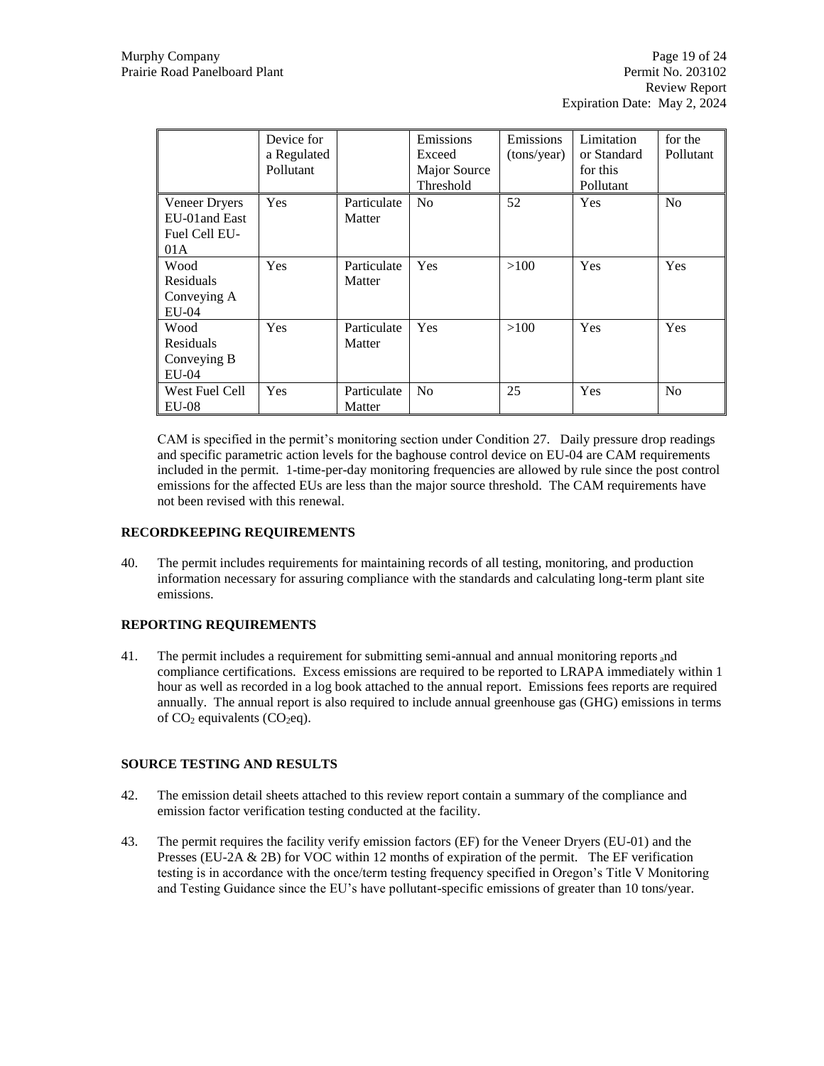|  | Device for a Regulated Pollutant |  | Emissions Exceed Major Source Threshold | Emissions (tons/year) | Limitation or Standard for this Pollutant | for the Pollutant |
|---|---|---|---|---|---|---|
| Veneer Dryers EU-01and East Fuel Cell EU-01A | Yes | Particulate Matter | No | 52 | Yes | No |
| Wood Residuals Conveying A EU-04 | Yes | Particulate Matter | Yes | >100 | Yes | Yes |
| Wood Residuals Conveying B EU-04 | Yes | Particulate Matter | Yes | >100 | Yes | Yes |
| West Fuel Cell EU-08 | Yes | Particulate Matter | No | 25 | Yes | No |

CAM is specified in the permit's monitoring section under Condition 27. Daily pressure drop readings and specific parametric action levels for the baghouse control device on EU-04 are CAM requirements included in the permit. 1-time-per-day monitoring frequencies are allowed by rule since the post control emissions for the affected EUs are less than the major source threshold. The CAM requirements have not been revised with this renewal.

**RECORDKEEPING REQUIREMENTS**

40. The permit includes requirements for maintaining records of all testing, monitoring, and production information necessary for assuring compliance with the standards and calculating long-term plant site emissions.

**REPORTING REQUIREMENTS**

41. The permit includes a requirement for submitting semi-annual and annual monitoring reports and compliance certifications. Excess emissions are required to be reported to LRAPA immediately within 1 hour as well as recorded in a log book attached to the annual report. Emissions fees reports are required annually. The annual report is also required to include annual greenhouse gas (GHG) emissions in terms of $CO_2$ equivalents ($CO_2$eq).

**SOURCE TESTING AND RESULTS**

42. The emission detail sheets attached to this review report contain a summary of the compliance and emission factor verification testing conducted at the facility.

43. The permit requires the facility verify emission factors (EF) for the Veneer Dryers (EU-01) and the Presses (EU-2A & 2B) for VOC within 12 months of expiration of the permit. The EF verification testing is in accordance with the once/term testing frequency specified in Oregon's Title V Monitoring and Testing Guidance since the EU's have pollutant-specific emissions of greater than 10 tons/year.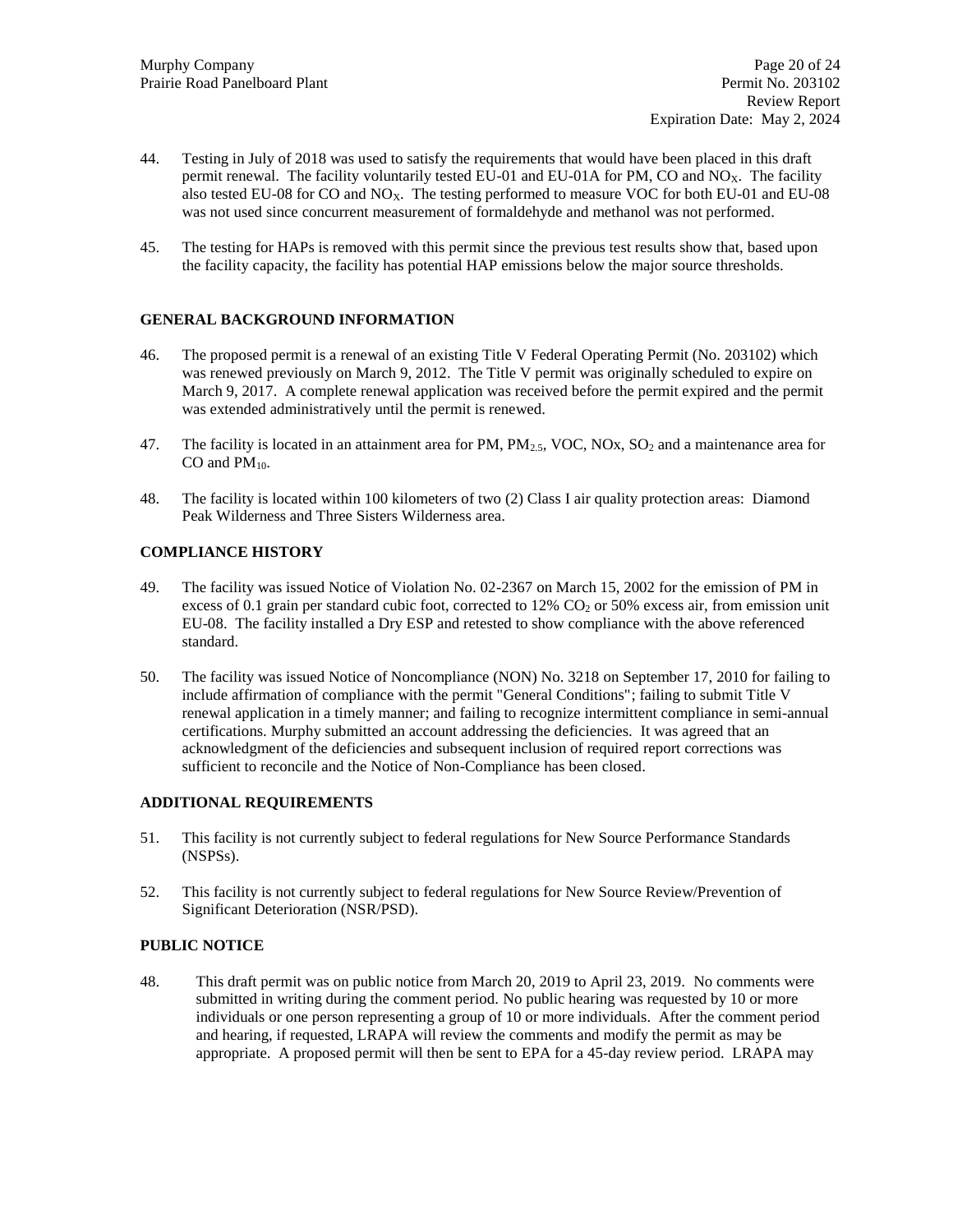44. Testing in July of 2018 was used to satisfy the requirements that would have been placed in this draft permit renewal. The facility voluntarily tested EU-01 and EU-01A for PM, CO and $NO_X$. The facility also tested EU-08 for CO and $NO_X$. The testing performed to measure VOC for both EU-01 and EU-08 was not used since concurrent measurement of formaldehyde and methanol was not performed.

45. The testing for HAPs is removed with this permit since the previous test results show that, based upon the facility capacity, the facility has potential HAP emissions below the major source thresholds.

**GENERAL BACKGROUND INFORMATION**

46. The proposed permit is a renewal of an existing Title V Federal Operating Permit (No. 203102) which was renewed previously on March 9, 2012. The Title V permit was originally scheduled to expire on March 9, 2017. A complete renewal application was received before the permit expired and the permit was extended administratively until the permit is renewed.

47. The facility is located in an attainment area for PM, $PM_{2.5}$, VOC, NOx, $SO_2$ and a maintenance area for CO and $PM_{10}$.

48. The facility is located within 100 kilometers of two (2) Class I air quality protection areas: Diamond Peak Wilderness and Three Sisters Wilderness area.

**COMPLIANCE HISTORY**

49. The facility was issued Notice of Violation No. 02-2367 on March 15, 2002 for the emission of PM in excess of 0.1 grain per standard cubic foot, corrected to 12% $CO_2$ or 50% excess air, from emission unit EU-08. The facility installed a Dry ESP and retested to show compliance with the above referenced standard.

50. The facility was issued Notice of Noncompliance (NON) No. 3218 on September 17, 2010 for failing to include affirmation of compliance with the permit "General Conditions"; failing to submit Title V renewal application in a timely manner; and failing to recognize intermittent compliance in semi-annual certifications. Murphy submitted an account addressing the deficiencies. It was agreed that an acknowledgment of the deficiencies and subsequent inclusion of required report corrections was sufficient to reconcile and the Notice of Non-Compliance has been closed.

**ADDITIONAL REQUIREMENTS**

51. This facility is not currently subject to federal regulations for New Source Performance Standards (NSPSs).

52. This facility is not currently subject to federal regulations for New Source Review/Prevention of Significant Deterioration (NSR/PSD).

**PUBLIC NOTICE**

48. This draft permit was on public notice from March 20, 2019 to April 23, 2019. No comments were submitted in writing during the comment period. No public hearing was requested by 10 or more individuals or one person representing a group of 10 or more individuals. After the comment period and hearing, if requested, LRAPA will review the comments and modify the permit as may be appropriate. A proposed permit will then be sent to EPA for a 45-day review period. LRAPA may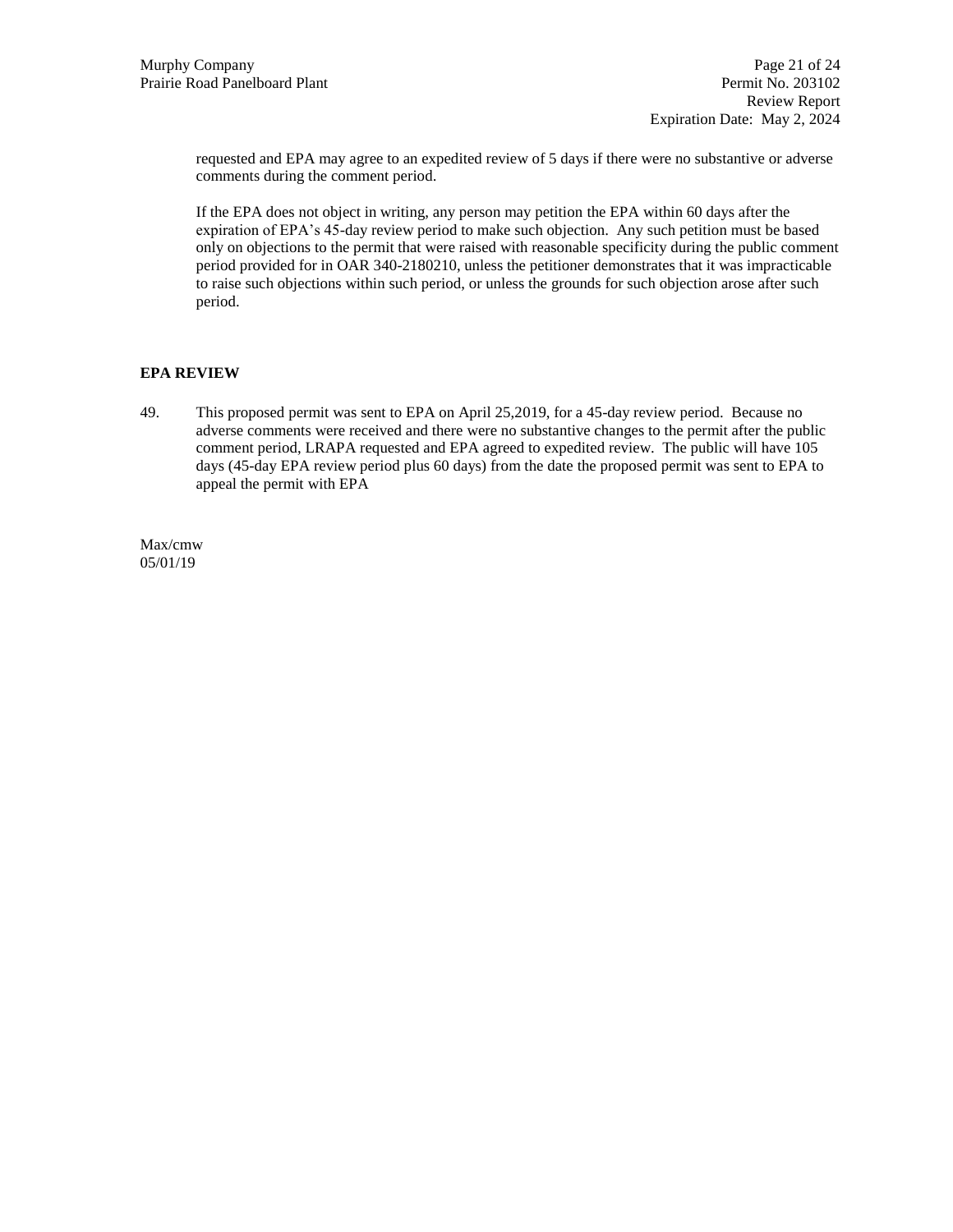requested and EPA may agree to an expedited review of 5 days if there were no substantive or adverse comments during the comment period.

If the EPA does not object in writing, any person may petition the EPA within 60 days after the expiration of EPA's 45-day review period to make such objection. Any such petition must be based only on objections to the permit that were raised with reasonable specificity during the public comment period provided for in OAR 340-2180210, unless the petitioner demonstrates that it was impracticable to raise such objections within such period, or unless the grounds for such objection arose after such period.

**EPA REVIEW**

49. This proposed permit was sent to EPA on April 25,2019, for a 45-day review period. Because no adverse comments were received and there were no substantive changes to the permit after the public comment period, LRAPA requested and EPA agreed to expedited review. The public will have 105 days (45-day EPA review period plus 60 days) from the date the proposed permit was sent to EPA to appeal the permit with EPA

Max/cmw
05/01/19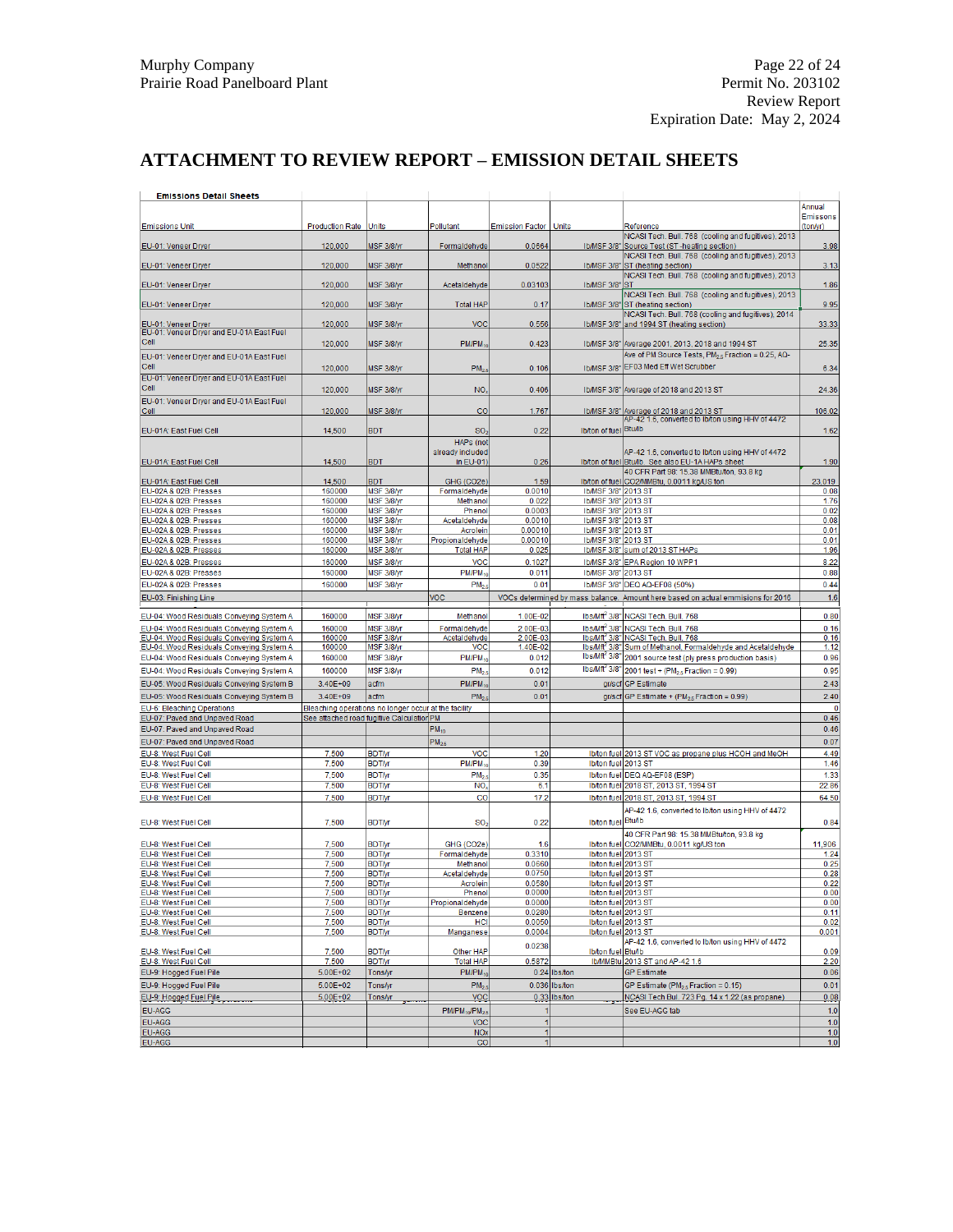# ATTACHMENT TO REVIEW REPORT – EMISSION DETAIL SHEETS

**Emissions Detail Sheets**

| Emissions Unit | Production Rate | Units | Pollutant | Emission Factor | Units | Reference | Annual Emissions (ton/yr) |
|---|---|---|---|---|---|---|---|
| EU-01: Veneer Dryer | 120,000 | MSF 3/8/yr | Formaldehyde | 0.0664 | lb/MSF 3/8" | NCASI Tech. Bull. 768 (cooling and fugitives), 2013 Source Test (ST -heating section) | 3.98 |
| EU-01: Veneer Dryer | 120,000 | MSF 3/8/yr | Methanol | 0.0522 | lb/MSF 3/8" | NCASI Tech. Bull. 768 (cooling and fugitives), 2013 ST (heating section) | 3.13 |
| EU-01: Veneer Dryer | 120,000 | MSF 3/8/yr | Acetaldehyde | 0.03103 | lb/MSF 3/8" | NCASI Tech. Bull. 768 (cooling and fugitives), 2013 ST | 1.86 |
| EU-01: Veneer Dryer | 120,000 | MSF 3/8/yr | Total HAP | 0.17 | lb/MSF 3/8" | NCASI Tech. Bull. 768 (cooling and fugitives), 2013 ST (heating section) | 9.95 |
| EU-01: Veneer Dryer | 120,000 | MSF 3/8/yr | VOC | 0.556 | lb/MSF 3/8" | NCASI Tech. Bull. 768 (cooling and fugitives), 2014 and 1994 ST (heating section) | 33.33 |
| EU-01: Veneer Dryer and EU-01A East Fuel Cell | 120,000 | MSF 3/8/yr | $PM/PM_{10}$ | 0.423 | lb/MSF 3/8" | Average 2001, 2013, 2018 and 1994 ST | 25.35 |
| EU-01: Veneer Dryer and EU-01A East Fuel Cell | 120,000 | MSF 3/8/yr | $PM_{2.5}$ | 0.106 | lb/MSF 3/8" | Ave of PM Source Tests, $PM_{2.5}$ Fraction = 0.25, AQ-EF03 Med Eff Wet Scrubber | 6.34 |
| EU-01: Veneer Dryer and EU-01A East Fuel Cell | 120,000 | MSF 3/8/yr | $NO_x$ | 0.406 | lb/MSF 3/8" | Average of 2018 and 2013 ST | 24.36 |
| EU-01: Veneer Dryer and EU-01A East Fuel Cell | 120,000 | MSF 3/8/yr | CO | 1.767 | lb/MSF 3/8" | Average of 2018 and 2013 ST | 106.02 |
| EU-01A: East Fuel Cell | 14,500 | BDT | $SO_2$ | 0.22 | lb/ton of fuel | AP-42 1.6, converted to lb/ton using HHV of 4472 Btu/lb | 1.62 |
| EU-01A: East Fuel Cell | 14,500 | BDT | HAPs (not already included in EU-01) | 0.26 | lb/ton of fuel | AP-42 1.6, converted to lb/ton using HHV of 4472 Btu/lb. See also EU-1A HAPs sheet | 1.90 |
| EU-01A: East Fuel Cell | 14,500 | BDT | GHG ($CO_2e$) | 1.59 | lb/ton of fuel | 40 CFR Part 98: 15.38 MMBtu/ton, 93.8 kg $CO_2$/MMBtu, 0.0011 kg/US ton | 23,019 |
| EU-02A & 02B: Presses | 160000 | MSF 3/8/yr | Formaldehyde | 0.0010 | lb/MSF 3/8" | 2013 ST | 0.08 |
| EU-02A & 02B: Presses | 160000 | MSF 3/8/yr | Methanol | 0.022 | lb/MSF 3/8" | 2013 ST | 1.76 |
| EU-02A & 02B: Presses | 160000 | MSF 3/8/yr | Phenol | 0.0003 | lb/MSF 3/8" | 2013 ST | 0.02 |
| EU-02A & 02B: Presses | 160000 | MSF 3/8/yr | Acetaldehyde | 0.0010 | lb/MSF 3/8" | 2013 ST | 0.08 |
| EU-02A & 02B: Presses | 160000 | MSF 3/8/yr | Acrolein | 0.00010 | lb/MSF 3/8" | 2013 ST | 0.01 |
| EU-02A & 02B: Presses | 160000 | MSF 3/8/yr | Propionaldehyde | 0.00010 | lb/MSF 3/8" | 2013 ST | 0.01 |
| EU-02A & 02B: Presses | 160000 | MSF 3/8/yr | Total HAP | 0.025 | lb/MSF 3/8" | Sum of 2013 ST HAPs | 1.96 |
| EU-02A & 02B: Presses | 160000 | MSF 3/8/yr | VOC | 0.1027 | lb/MSF 3/8" | EPA Region 10 WPP1 | 8.22 |
| EU-02A & 02B: Presses | 160000 | MSF 3/8/yr | $PM/PM_{10}$ | 0.011 | lb/MSF 3/8" | 2013 ST | 0.88 |
| EU-02A & 02B: Presses | 160000 | MSF 3/8/yr | $PM_{2.5}$ | 0.01 | lb/MSF 3/8" | DEQ AQ-EF08 (50%) | 0.44 |
| EU-03: Finishing Line | | | VOC | VOCs determined by mass balance. Amount here based on actual emmisions for 2016 | | | 1.6 |
| EU-04: Wood Residuals Conveying System A | 160000 | MSF 3/8/yr | Methanol | 1.00E-02 | lbs/Mft[2] 3/8" | NCASI Tech. Bull. 768 | 0.80 |
| EU-04: Wood Residuals Conveying System A | 160000 | MSF 3/8/yr | Formaldehyde | 2.00E-03 | lbs/Mft[2] 3/8" | NCASI Tech. Bull. 768 | 0.16 |
| EU-04: Wood Residuals Conveying System A | 160000 | MSF 3/8/yr | Acetaldehyde | 2.00E-03 | lbs/Mft[2] 3/8" | NCASI Tech. Bull. 768 | 0.16 |
| EU-04: Wood Residuals Conveying System A | 160000 | MSF 3/8/yr | VOC | 1.40E-02 | lbs/Mft[2] 3/8" | Sum of Methanol, Formaldehyde and Acetaldehyde | 1.12 |
| EU-04: Wood Residuals Conveying System A | 160000 | MSF 3/8/yr | $PM/PM_{10}$ | 0.012 | lbs/Mft[2] 3/8" | 2001 source test (ply press production basis) | 0.96 |
| EU-04: Wood Residuals Conveying System A | 160000 | MSF 3/8/yr | $PM_{2.5}$ | 0.012 | lbs/Mft[2] 3/8" | 2001 test + ($PM_{2.5}$ Fraction = 0.99) | 0.95 |
| EU-05: Wood Residuals Conveying System B | 3.40E+09 | acfm | $PM/PM_{10}$ | 0.01 | gr/scf | GP Estimate | 2.43 |
| EU-05: Wood Residuals Conveying System B | 3.40E+09 | acfm | $PM_{2.5}$ | 0.01 | gr/scf | GP Estimate + ($PM_{2.5}$ Fraction = 0.99) | 2.40 |
| EU-6: Bleaching Operations | Bleaching operations no longer occur at the facility | | | | | | 0 |
| EU-07: Paved and Unpaved Road | See attached road fugitive Calculation | | PM | | | | 0.46 |
| EU-07: Paved and Unpaved Road | | | $PM_{10}$ | | | | 0.46 |
| EU-07: Paved and Unpaved Road | | | $PM_{2.5}$ | | | | 0.07 |
| EU-8: West Fuel Cell | 7,500 | BDT/yr | VOC | 1.20 | lb/ton fuel | 2013 ST VOC as propane plus HCOH and MeOH | 4.49 |
| EU-8: West Fuel Cell | 7,500 | BDT/yr | $PM/PM_{10}$ | 0.39 | lb/ton fuel | 2013 ST | 1.46 |
| EU-8: West Fuel Cell | 7,500 | BDT/yr | $PM_{2.5}$ | 0.35 | lb/ton fuel | DEQ AQ-EF08 (ESP) | 1.33 |
| EU-8: West Fuel Cell | 7,500 | BDT/yr | $NO_x$ | 6.1 | lb/ton fuel | 2018 ST, 2013 ST, 1994 ST | 22.86 |
| EU-8: West Fuel Cell | 7,500 | BDT/yr | CO | 17.2 | lb/ton fuel | 2018 ST, 2013 ST, 1994 ST | 64.50 |
| EU-8: West Fuel Cell | 7,500 | BDT/yr | $SO_2$ | 0.22 | lb/ton fuel | AP-42 1.6, converted to lb/ton using HHV of 4472 Btu/lb | 0.84 |
| EU-8: West Fuel Cell | 7,500 | BDT/yr | GHG ($CO_2e$) | 1.6 | lb/ton fuel | 40 CFR Part 98: 15.38 MMBtu/ton, 93.8 kg $CO_2$/MMBtu, 0.0011 kg/US ton | 11,906 |
| EU-8: West Fuel Cell | 7,500 | BDT/yr | Formaldehyde | 0.3310 | lb/ton fuel | 2013 ST | 1.24 |
| EU-8: West Fuel Cell | 7,500 | BDT/yr | Methanol | 0.0660 | lb/ton fuel | 2013 ST | 0.25 |
| EU-8: West Fuel Cell | 7,500 | BDT/yr | Acetaldehyde | 0.0750 | lb/ton fuel | 2013 ST | 0.28 |
| EU-8: West Fuel Cell | 7,500 | BDT/yr | Acrolein | 0.0580 | lb/ton fuel | 2013 ST | 0.22 |
| EU-8: West Fuel Cell | 7,500 | BDT/yr | Phenol | 0.0000 | lb/ton fuel | 2013 ST | 0.00 |
| EU-8: West Fuel Cell | 7,500 | BDT/yr | Propionaldehyde | 0.0000 | lb/ton fuel | 2013 ST | 0.00 |
| EU-8: West Fuel Cell | 7,500 | BDT/yr | Benzene | 0.0280 | lb/ton fuel | 2013 ST | 0.11 |
| EU-8: West Fuel Cell | 7,500 | BDT/yr | HCl | 0.0050 | lb/ton fuel | 2013 ST | 0.02 |
| EU-8: West Fuel Cell | 7,500 | BDT/yr | Manganese | 0.0004 | lb/ton fuel | 2013 ST | 0.001 |
| EU-8: West Fuel Cell | 7,500 | BDT/yr | Other HAP | 0.0238 | lb/ton fuel | AP-42 1.6, converted to lb/ton using HHV of 4472 Btu/lb | 0.09 |
| EU-8: West Fuel Cell | 7,500 | BDT/yr | Total HAP | 0.5872 | lb/MMBtu | 2013 ST and AP-42 1.6 | 2.20 |
| EU-9: Hogged Fuel Pile | 5.00E+02 | Tons/yr | $PM/PM_{10}$ | 0.24 | lbs/ton | GP Estimate | 0.06 |
| EU-9: Hogged Fuel Pile | 5.00E+02 | Tons/yr | $PM_{2.5}$ | 0.036 | lbs/ton | GP Estimate ($PM_{2.5}$ Fraction = 0.15) | 0.01 |
| EU-9: Hogged Fuel Pile | 5.00E+02 | Tons/yr | VOC | 0.33 | lbs/ton | NCASI Tech Bul. 723 Pg. 14 x 1.22 (as propane) | 0.08 |
| EU-AGG | | | $PM/PM_{10}/PM_{2.5}$ | 1 | | See EU-AGG tab | 1.0 |
| EU-AGG | | | VOC | 1 | | | 1.0 |
| EU-AGG | | | NOx | 1 | | | 1.0 |
| EU-AGG | | | CO | 1 | | | 1.0 |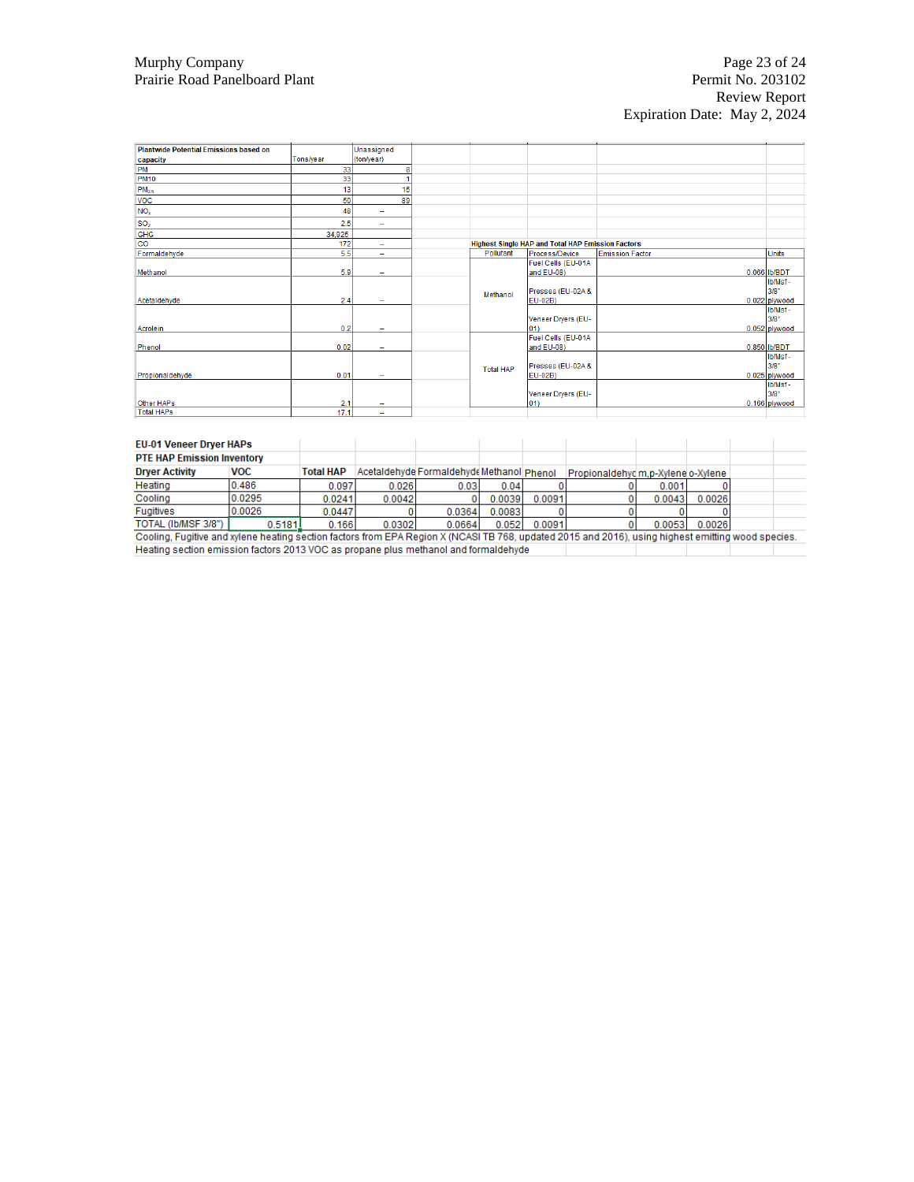| Plantwide Potential Emissions based on capacity | Tons/year | Unassigned (ton/year) |
|---|---|---|
| PM | 33 | 8 |
| PM10 | 33 | 1 |
| $PM_{2.5}$ | 13 | 15 |
| VOC | 50 | 89 |
| $NO_x$ | 48 | -- |
| $SO_2$ | 2.5 | -- |
| GHG | 34,925 | |
| CO | 172 | -- |
| Formaldehyde | 5.5 | -- |
| Methanol | 5.9 | -- |
| Acetaldehyde | 2.4 | -- |
| Acrolein | 0.2 | -- |
| Phenol | 0.02 | -- |
| Propionaldehyde | 0.01 | -- |
| Other HAPs | 2.1 | -- |
| Total HAPs | 17.1 | -- |

**Highest Single HAP and Total HAP Emission Factors**

| Pollutant | Process/Device | Emission Factor | Units |
|---|---|---|---|
| Methanol | Fuel Cells (EU-01A and EU-08) | 0.066 | lb/BDT |
| | Presses (EU-02A & EU-02B) | 0.022 | lb/Msf - 3/8" plywood |
| | Veneer Dryers (EU-01) | 0.052 | lb/Msf - 3/8" plywood |
| Total HAP | Fuel Cells (EU-01A and EU-08) | 0.850 | lb/BDT |
| | Presses (EU-02A & EU-02B) | 0.025 | lb/Msf - 3/8" plywood |
| | Veneer Dryers (EU-01) | 0.166 | lb/Msf - 3/8" plywood |

**EU-01 Veneer Dryer HAPs**

**PTE HAP Emission Inventory**

| Dryer Activity | VOC | Total HAP | Acetaldehyde | Formaldehyde | Methanol | Phenol | Propionaldehyde | m,p-Xylene | o-Xylene |
|---|---|---|---|---|---|---|---|---|---|
| Heating | 0.486 | 0.097 | 0.026 | 0.03 | 0.04 | 0 | 0 | 0.001 | 0 |
| Cooling | 0.0295 | 0.0241 | 0.0042 | 0 | 0.0039 | 0.0091 | 0 | 0.0043 | 0.0026 |
| Fugitives | 0.0026 | 0.0447 | 0 | 0.0364 | 0.0083 | 0 | 0 | 0 | 0 |
| TOTAL (lb/MSF 3/8") | 0.5181 | 0.166 | 0.0302 | 0.0664 | 0.052 | 0.0091 | 0 | 0.0053 | 0.0026 |

Cooling, Fugitive and xylene heating section factors from EPA Region X (NCASI TB 768, updated 2015 and 2016), using highest emitting wood species.

Heating section emission factors 2013 VOC as propane plus methanol and formaldehyde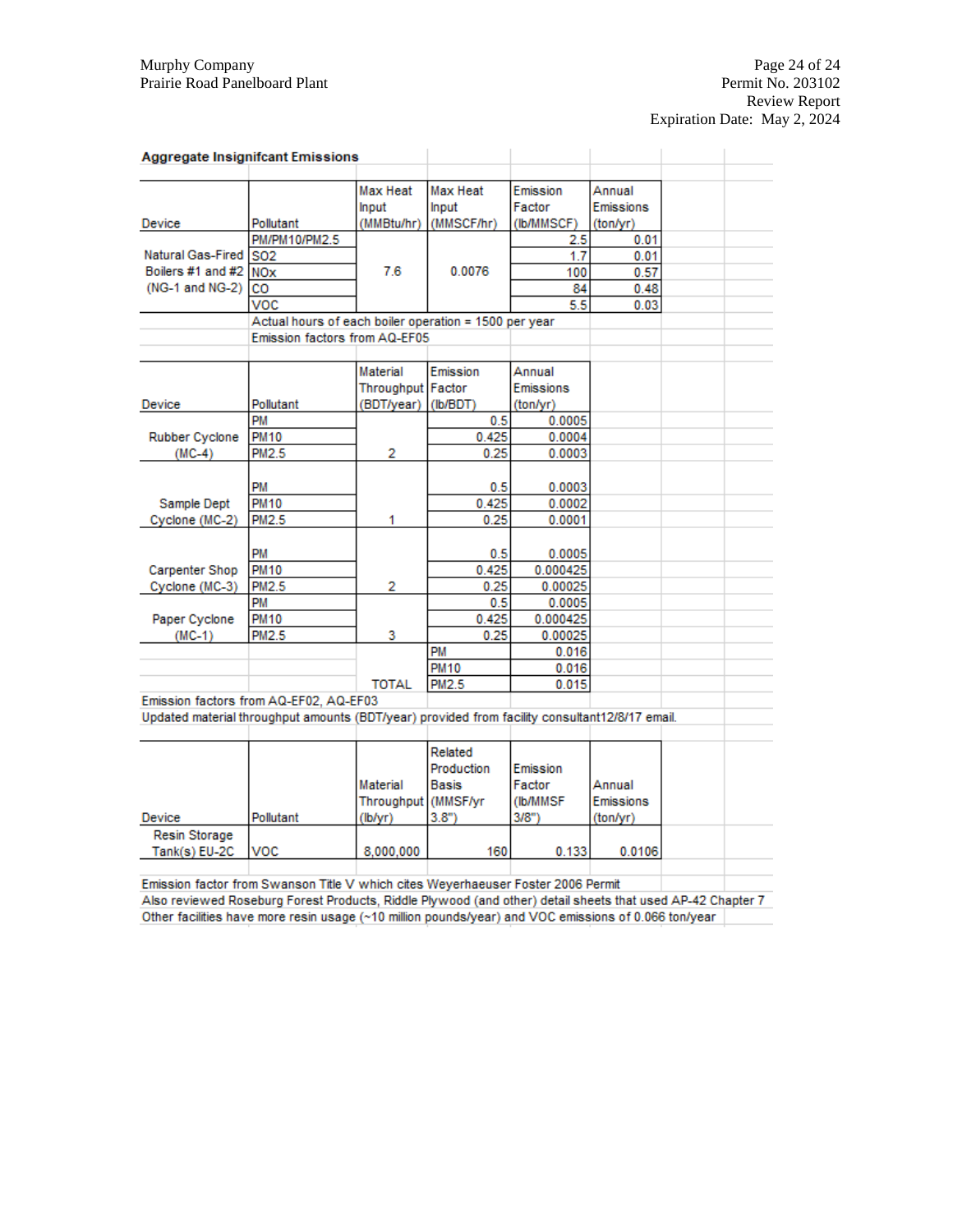**Aggregate Insignifcant Emissions**

| Device | Pollutant | Max Heat Input (MMBtu/hr) | Max Heat Input (MMSCF/hr) | Emission Factor (lb/MMSCF) | Annual Emissions (ton/yr) |
|---|---|---|---|---|---|
| Natural Gas-Fired Boilers #1 and #2 (NG-1 and NG-2) | PM/PM10/PM2.5 | 7.6 | 0.0076 | 2.5 | 0.01 |
| | SO2 | | | 1.7 | 0.01 |
| | NOx | | | 100 | 0.57 |
| | CO | | | 84 | 0.48 |
| | VOC | | | 5.5 | 0.03 |

Actual hours of each boiler operation = 1500 per year

Emission factors from AQ-EF05

| Device | Pollutant | Material Throughput (BDT/year) | Emission Factor (lb/BDT) | Annual Emissions (ton/yr) |
|---|---|---|---|---|
| Rubber Cyclone (MC-4) | PM | 2 | 0.5 | 0.0005 |
| | PM10 | | 0.425 | 0.0004 |
| | PM2.5 | | 0.25 | 0.0003 |
| Sample Dept Cyclone (MC-2) | PM | 1 | 0.5 | 0.0003 |
| | PM10 | | 0.425 | 0.0002 |
| | PM2.5 | | 0.25 | 0.0001 |
| Carpenter Shop Cyclone (MC-3) | PM | 2 | 0.5 | 0.0005 |
| | PM10 | | 0.425 | 0.000425 |
| | PM2.5 | | 0.25 | 0.00025 |
| Paper Cyclone (MC-1) | PM | 3 | 0.5 | 0.0005 |
| | PM10 | | 0.425 | 0.000425 |
| | PM2.5 | | 0.25 | 0.00025 |
| | | TOTAL | PM | 0.016 |
| | | | PM10 | 0.016 |
| | | | PM2.5 | 0.015 |

Emission factors from AQ-EF02, AQ-EF03

Updated material throughput amounts (BDT/year) provided from facility consultant12/8/17 email.

| Device | Pollutant | Material Throughput (lb/yr) | Related Production Basis (MMSF/yr 3.8") | Emission Factor (lb/MMSF 3/8") | Annual Emissions (ton/yr) |
|---|---|---|---|---|---|
| Resin Storage Tank(s) EU-2C | VOC | 8,000,000 | 160 | 0.133 | 0.0106 |

Emission factor from Swanson Title V which cites Weyerhaeuser Foster 2006 Permit

Also reviewed Roseburg Forest Products, Riddle Plywood (and other) detail sheets that used AP-42 Chapter 7

Other facilities have more resin usage (~10 million pounds/year) and VOC emissions of 0.066 ton/year